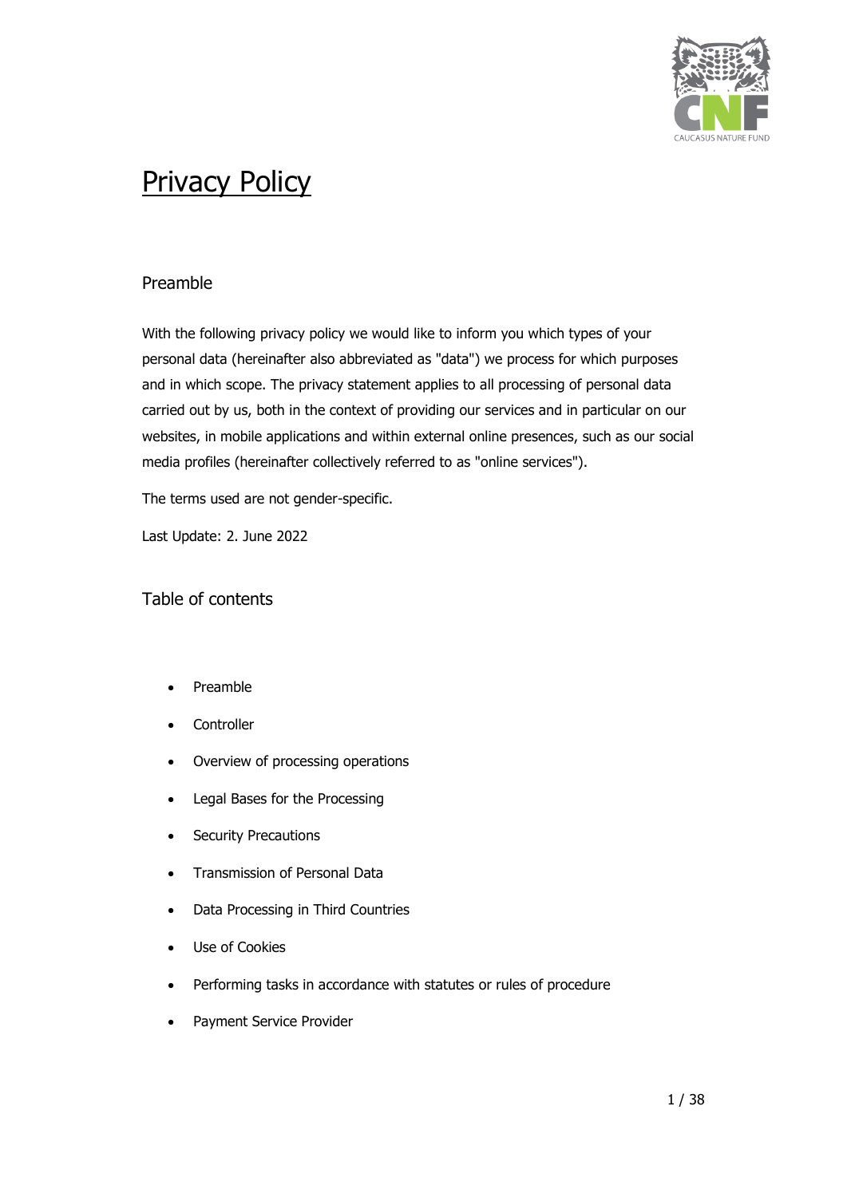# Privacy Policy

## Preamble

With the following privacy policy we would like to inform you which types of your personal data (hereinafter also abbreviated as "data") we process for which purposes and in which scope. The privacy statement applies to all processing of personal data carried out by us, both in the context of providing our services and in particular on our websites, in mobile applications and within external online presences, such as our social media profiles (hereinafter collectively referred to as "online services").

The terms used are not gender-specific.

Last Update: 2. June 2022

## Table of contents

- Preamble
- Controller
- Overview of processing operations
- Legal Bases for the Processing
- Security Precautions
- Transmission of Personal Data
- Data Processing in Third Countries
- Use of Cookies
- Performing tasks in accordance with statutes or rules of procedure
- Payment Service Provider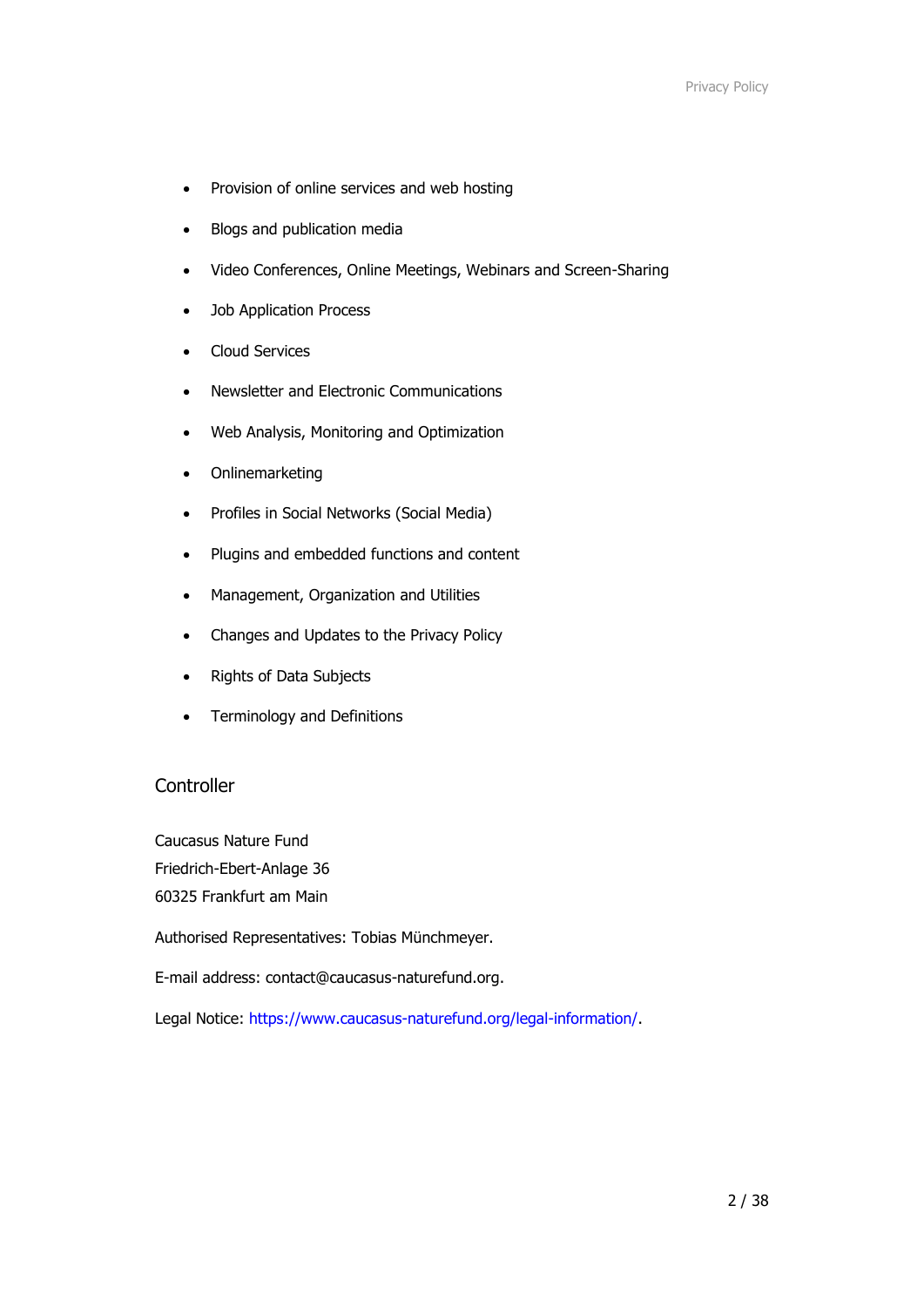- Provision of online services and web hosting
- Blogs and publication media
- Video Conferences, Online Meetings, Webinars and Screen-Sharing
- Job Application Process
- Cloud Services
- Newsletter and Electronic Communications
- Web Analysis, Monitoring and Optimization
- Onlinemarketing
- Profiles in Social Networks (Social Media)
- Plugins and embedded functions and content
- Management, Organization and Utilities
- Changes and Updates to the Privacy Policy
- Rights of Data Subjects
- Terminology and Definitions

## Controller

Caucasus Nature Fund
Friedrich-Ebert-Anlage 36
60325 Frankfurt am Main

Authorised Representatives: Tobias Münchmeyer.

E-mail address: contact@caucasus-naturefund.org.

Legal Notice: [https://www.caucasus-naturefund.org/legal-information/](https://www.caucasus-naturefund.org/legal-information/).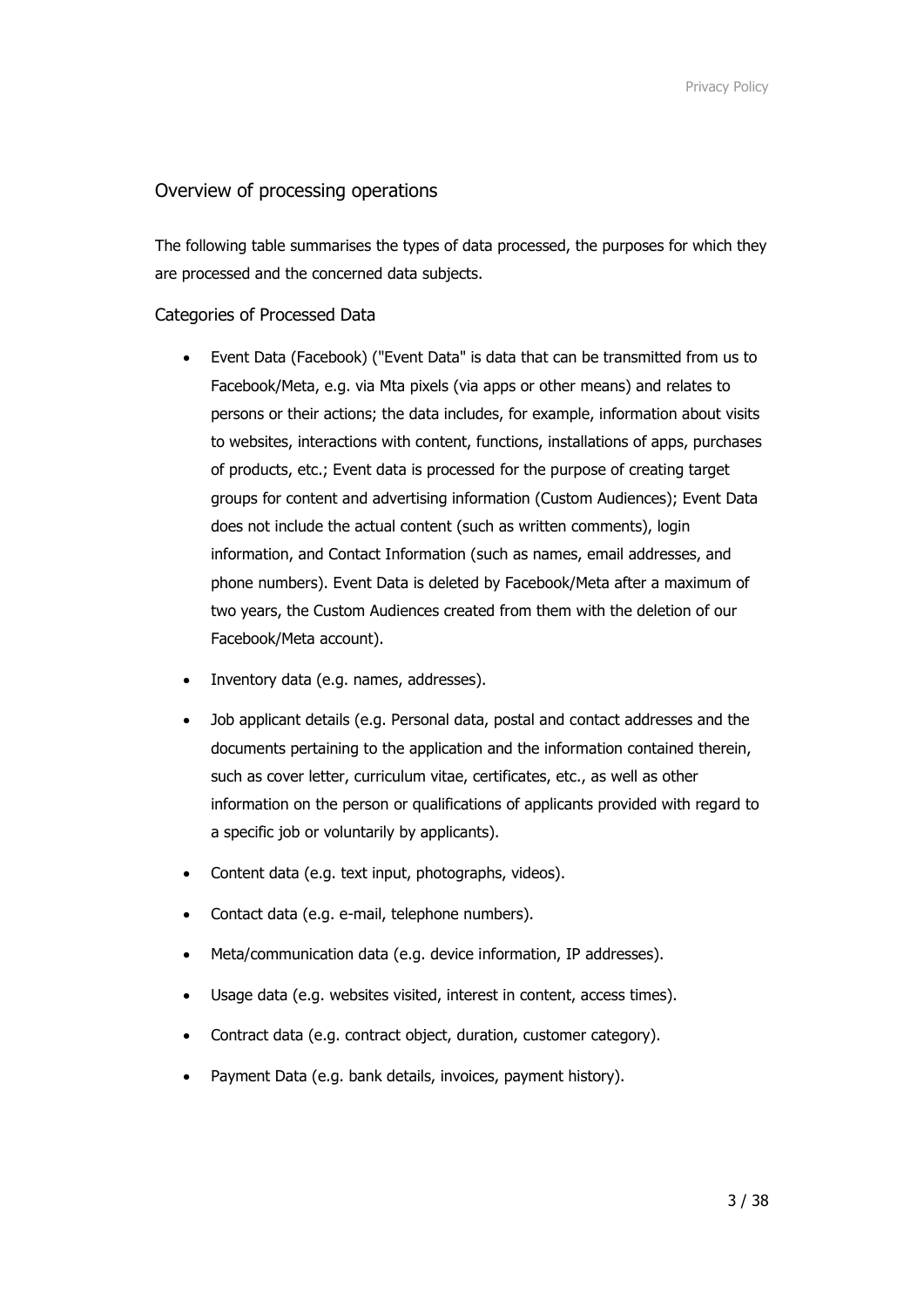## Overview of processing operations

The following table summarises the types of data processed, the purposes for which they are processed and the concerned data subjects.

### Categories of Processed Data

- Event Data (Facebook) ("Event Data" is data that can be transmitted from us to Facebook/Meta, e.g. via Mta pixels (via apps or other means) and relates to persons or their actions; the data includes, for example, information about visits to websites, interactions with content, functions, installations of apps, purchases of products, etc.; Event data is processed for the purpose of creating target groups for content and advertising information (Custom Audiences); Event Data does not include the actual content (such as written comments), login information, and Contact Information (such as names, email addresses, and phone numbers). Event Data is deleted by Facebook/Meta after a maximum of two years, the Custom Audiences created from them with the deletion of our Facebook/Meta account).
- Inventory data (e.g. names, addresses).
- Job applicant details (e.g. Personal data, postal and contact addresses and the documents pertaining to the application and the information contained therein, such as cover letter, curriculum vitae, certificates, etc., as well as other information on the person or qualifications of applicants provided with regard to a specific job or voluntarily by applicants).
- Content data (e.g. text input, photographs, videos).
- Contact data (e.g. e-mail, telephone numbers).
- Meta/communication data (e.g. device information, IP addresses).
- Usage data (e.g. websites visited, interest in content, access times).
- Contract data (e.g. contract object, duration, customer category).
- Payment Data (e.g. bank details, invoices, payment history).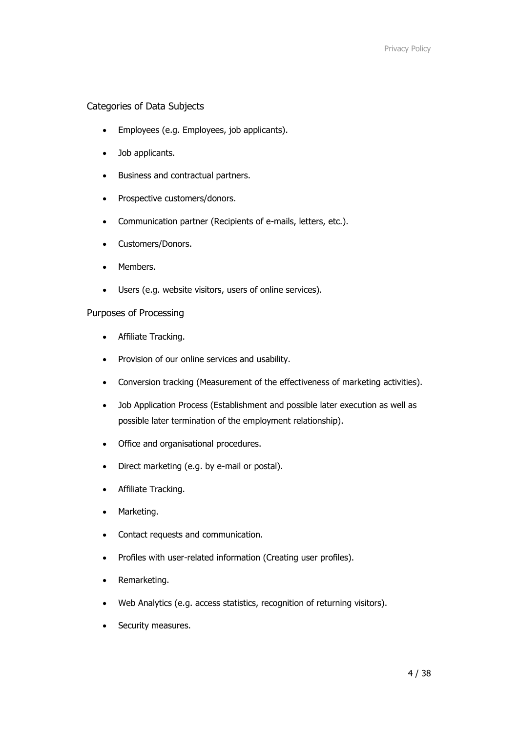### Categories of Data Subjects

- Employees (e.g. Employees, job applicants).
- Job applicants.
- Business and contractual partners.
- Prospective customers/donors.
- Communication partner (Recipients of e-mails, letters, etc.).
- Customers/Donors.
- Members.
- Users (e.g. website visitors, users of online services).

### Purposes of Processing

- Affiliate Tracking.
- Provision of our online services and usability.
- Conversion tracking (Measurement of the effectiveness of marketing activities).
- Job Application Process (Establishment and possible later execution as well as possible later termination of the employment relationship).
- Office and organisational procedures.
- Direct marketing (e.g. by e-mail or postal).
- Affiliate Tracking.
- Marketing.
- Contact requests and communication.
- Profiles with user-related information (Creating user profiles).
- Remarketing.
- Web Analytics (e.g. access statistics, recognition of returning visitors).
- Security measures.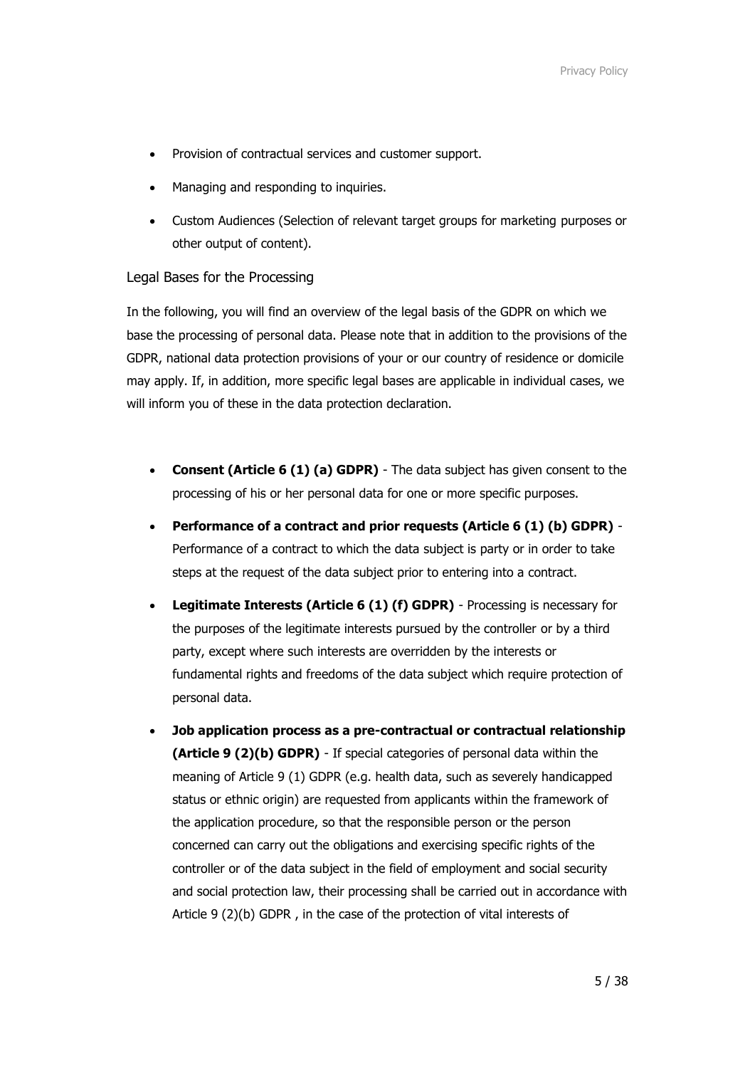- Provision of contractual services and customer support.
- Managing and responding to inquiries.
- Custom Audiences (Selection of relevant target groups for marketing purposes or other output of content).

## Legal Bases for the Processing

In the following, you will find an overview of the legal basis of the GDPR on which we base the processing of personal data. Please note that in addition to the provisions of the GDPR, national data protection provisions of your or our country of residence or domicile may apply. If, in addition, more specific legal bases are applicable in individual cases, we will inform you of these in the data protection declaration.

- **Consent (Article 6 (1) (a) GDPR)** - The data subject has given consent to the processing of his or her personal data for one or more specific purposes.
- **Performance of a contract and prior requests (Article 6 (1) (b) GDPR)** - Performance of a contract to which the data subject is party or in order to take steps at the request of the data subject prior to entering into a contract.
- **Legitimate Interests (Article 6 (1) (f) GDPR)** - Processing is necessary for the purposes of the legitimate interests pursued by the controller or by a third party, except where such interests are overridden by the interests or fundamental rights and freedoms of the data subject which require protection of personal data.
- **Job application process as a pre-contractual or contractual relationship (Article 9 (2)(b) GDPR)** - If special categories of personal data within the meaning of Article 9 (1) GDPR (e.g. health data, such as severely handicapped status or ethnic origin) are requested from applicants within the framework of the application procedure, so that the responsible person or the person concerned can carry out the obligations and exercising specific rights of the controller or of the data subject in the field of employment and social security and social protection law, their processing shall be carried out in accordance with Article 9 (2)(b) GDPR , in the case of the protection of vital interests of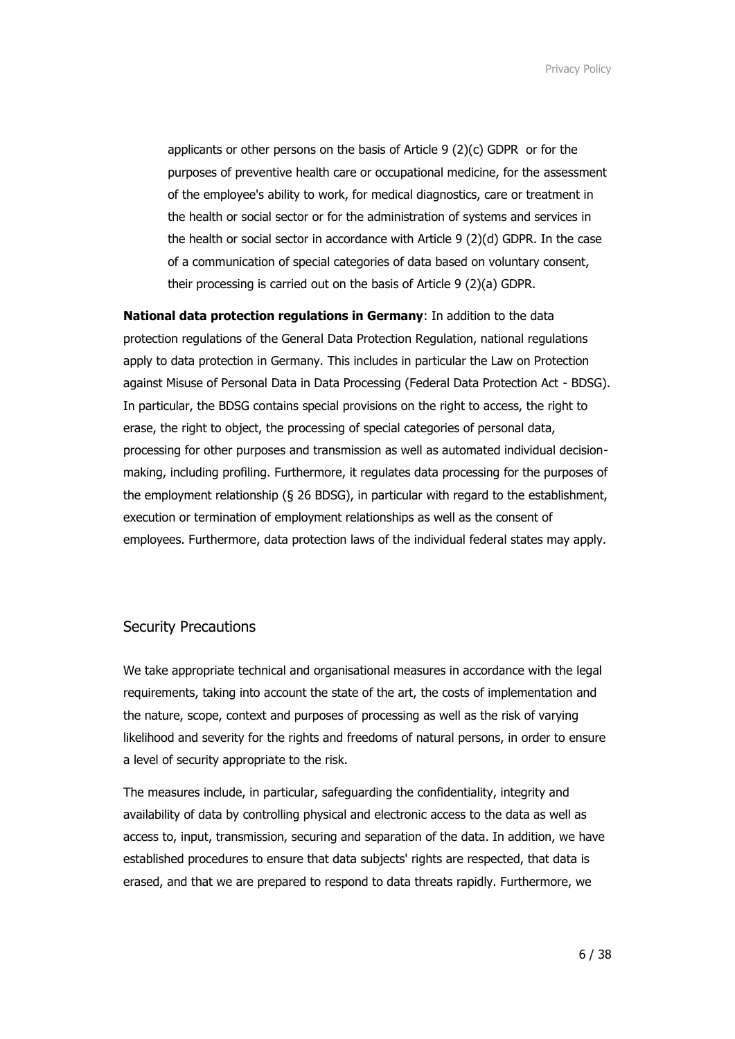applicants or other persons on the basis of Article 9 (2)(c) GDPR or for the purposes of preventive health care or occupational medicine, for the assessment of the employee's ability to work, for medical diagnostics, care or treatment in the health or social sector or for the administration of systems and services in the health or social sector in accordance with Article 9 (2)(d) GDPR. In the case of a communication of special categories of data based on voluntary consent, their processing is carried out on the basis of Article 9 (2)(a) GDPR.

**National data protection regulations in Germany**: In addition to the data protection regulations of the General Data Protection Regulation, national regulations apply to data protection in Germany. This includes in particular the Law on Protection against Misuse of Personal Data in Data Processing (Federal Data Protection Act - BDSG). In particular, the BDSG contains special provisions on the right to access, the right to erase, the right to object, the processing of special categories of personal data, processing for other purposes and transmission as well as automated individual decision-making, including profiling. Furthermore, it regulates data processing for the purposes of the employment relationship (§ 26 BDSG), in particular with regard to the establishment, execution or termination of employment relationships as well as the consent of employees. Furthermore, data protection laws of the individual federal states may apply.

## Security Precautions

We take appropriate technical and organisational measures in accordance with the legal requirements, taking into account the state of the art, the costs of implementation and the nature, scope, context and purposes of processing as well as the risk of varying likelihood and severity for the rights and freedoms of natural persons, in order to ensure a level of security appropriate to the risk.

The measures include, in particular, safeguarding the confidentiality, integrity and availability of data by controlling physical and electronic access to the data as well as access to, input, transmission, securing and separation of the data. In addition, we have established procedures to ensure that data subjects' rights are respected, that data is erased, and that we are prepared to respond to data threats rapidly. Furthermore, we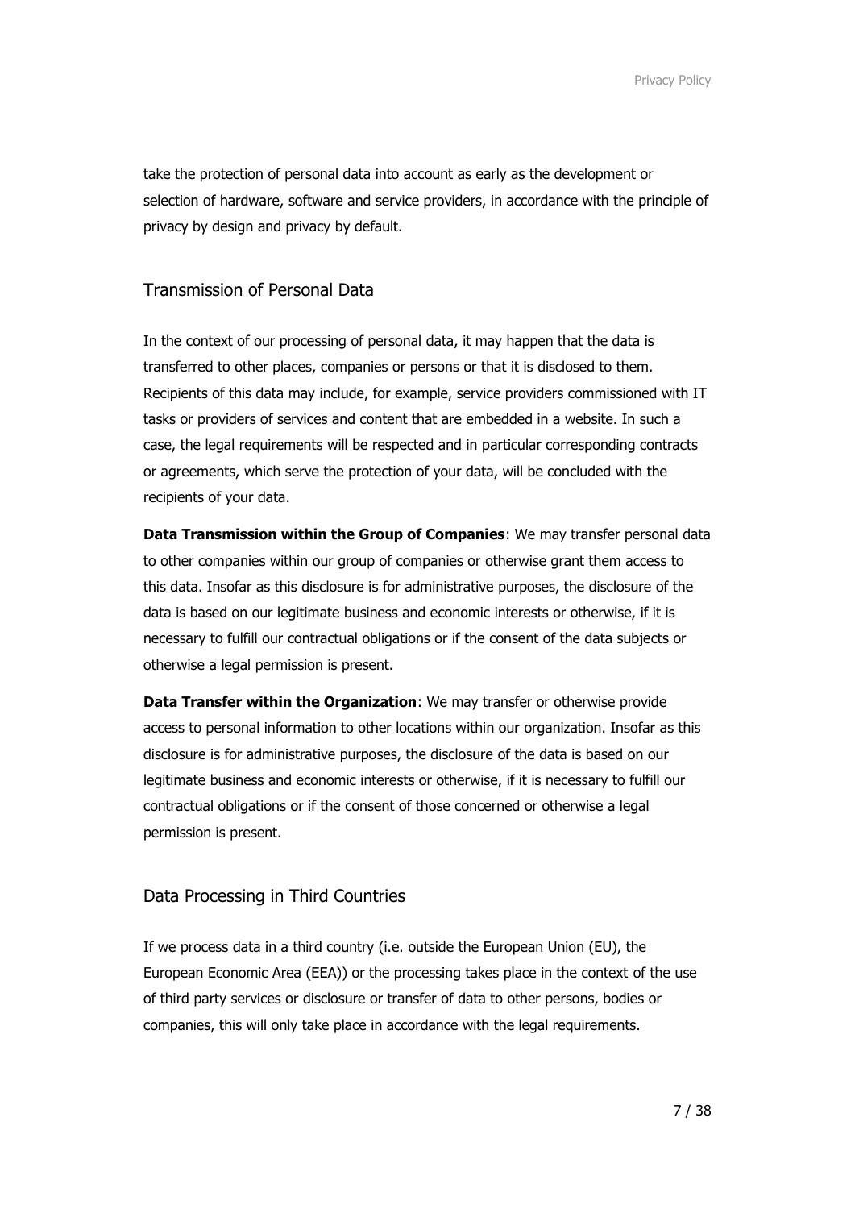take the protection of personal data into account as early as the development or selection of hardware, software and service providers, in accordance with the principle of privacy by design and privacy by default.

## Transmission of Personal Data

In the context of our processing of personal data, it may happen that the data is transferred to other places, companies or persons or that it is disclosed to them. Recipients of this data may include, for example, service providers commissioned with IT tasks or providers of services and content that are embedded in a website. In such a case, the legal requirements will be respected and in particular corresponding contracts or agreements, which serve the protection of your data, will be concluded with the recipients of your data.

**Data Transmission within the Group of Companies**: We may transfer personal data to other companies within our group of companies or otherwise grant them access to this data. Insofar as this disclosure is for administrative purposes, the disclosure of the data is based on our legitimate business and economic interests or otherwise, if it is necessary to fulfill our contractual obligations or if the consent of the data subjects or otherwise a legal permission is present.

**Data Transfer within the Organization**: We may transfer or otherwise provide access to personal information to other locations within our organization. Insofar as this disclosure is for administrative purposes, the disclosure of the data is based on our legitimate business and economic interests or otherwise, if it is necessary to fulfill our contractual obligations or if the consent of those concerned or otherwise a legal permission is present.

## Data Processing in Third Countries

If we process data in a third country (i.e. outside the European Union (EU), the European Economic Area (EEA)) or the processing takes place in the context of the use of third party services or disclosure or transfer of data to other persons, bodies or companies, this will only take place in accordance with the legal requirements.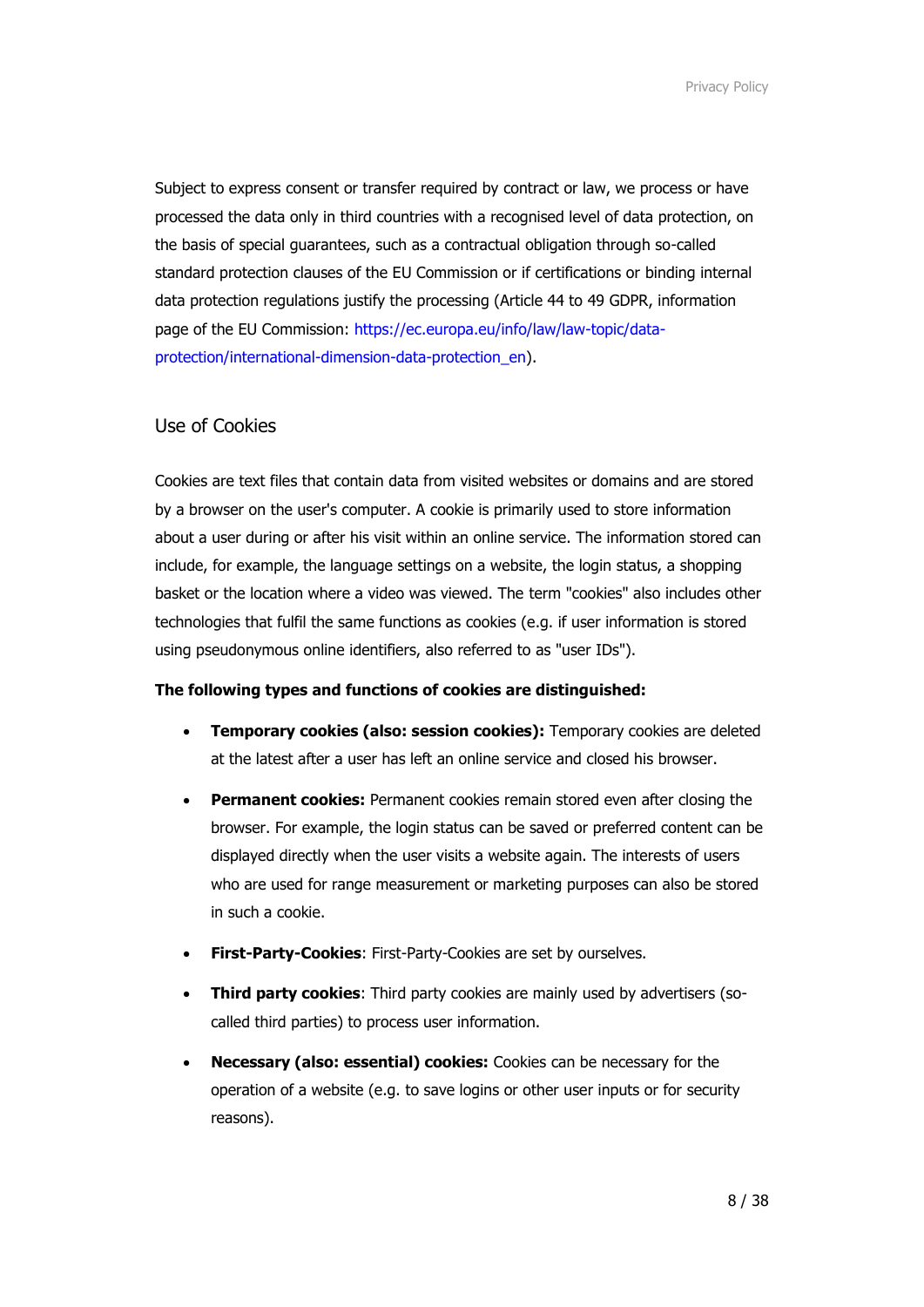Subject to express consent or transfer required by contract or law, we process or have processed the data only in third countries with a recognised level of data protection, on the basis of special guarantees, such as a contractual obligation through so-called standard protection clauses of the EU Commission or if certifications or binding internal data protection regulations justify the processing (Article 44 to 49 GDPR, information page of the EU Commission: https://ec.europa.eu/info/law/law-topic/data-protection/international-dimension-data-protection_en).

## Use of Cookies

Cookies are text files that contain data from visited websites or domains and are stored by a browser on the user's computer. A cookie is primarily used to store information about a user during or after his visit within an online service. The information stored can include, for example, the language settings on a website, the login status, a shopping basket or the location where a video was viewed. The term "cookies" also includes other technologies that fulfil the same functions as cookies (e.g. if user information is stored using pseudonymous online identifiers, also referred to as "user IDs").

**The following types and functions of cookies are distinguished:**

- **Temporary cookies (also: session cookies):** Temporary cookies are deleted at the latest after a user has left an online service and closed his browser.
- **Permanent cookies:** Permanent cookies remain stored even after closing the browser. For example, the login status can be saved or preferred content can be displayed directly when the user visits a website again. The interests of users who are used for range measurement or marketing purposes can also be stored in such a cookie.
- **First-Party-Cookies**: First-Party-Cookies are set by ourselves.
- **Third party cookies**: Third party cookies are mainly used by advertisers (so-called third parties) to process user information.
- **Necessary (also: essential) cookies:** Cookies can be necessary for the operation of a website (e.g. to save logins or other user inputs or for security reasons).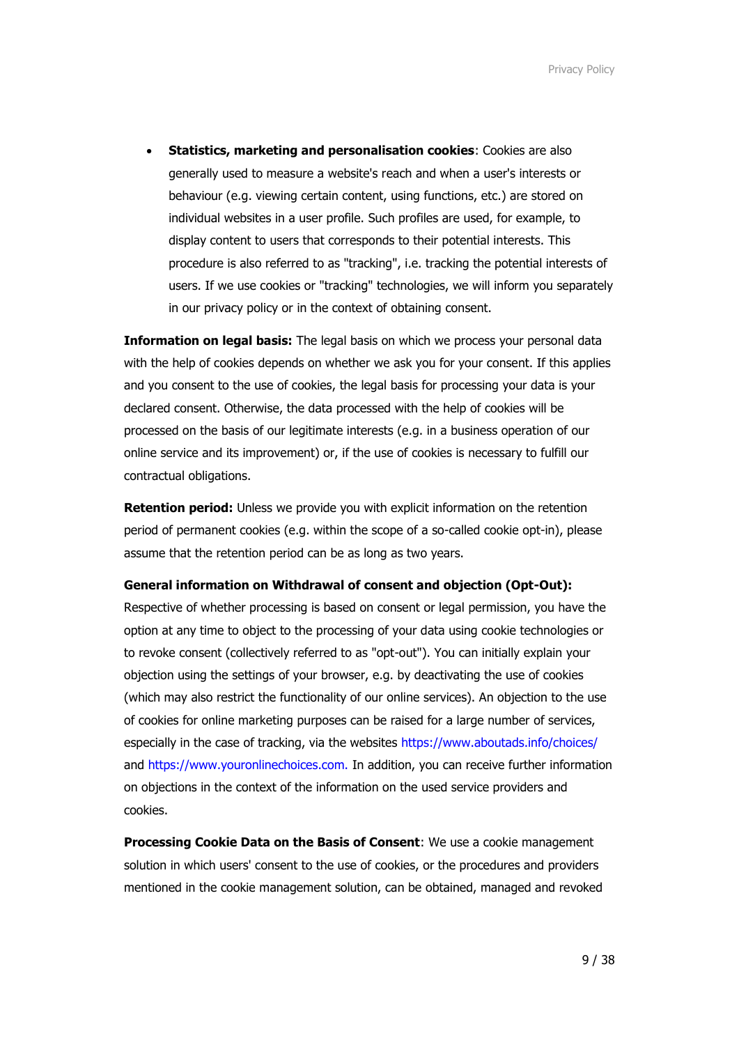- **Statistics, marketing and personalisation cookies**: Cookies are also generally used to measure a website's reach and when a user's interests or behaviour (e.g. viewing certain content, using functions, etc.) are stored on individual websites in a user profile. Such profiles are used, for example, to display content to users that corresponds to their potential interests. This procedure is also referred to as "tracking", i.e. tracking the potential interests of users. If we use cookies or "tracking" technologies, we will inform you separately in our privacy policy or in the context of obtaining consent.

**Information on legal basis:** The legal basis on which we process your personal data with the help of cookies depends on whether we ask you for your consent. If this applies and you consent to the use of cookies, the legal basis for processing your data is your declared consent. Otherwise, the data processed with the help of cookies will be processed on the basis of our legitimate interests (e.g. in a business operation of our online service and its improvement) or, if the use of cookies is necessary to fulfill our contractual obligations.

**Retention period:** Unless we provide you with explicit information on the retention period of permanent cookies (e.g. within the scope of a so-called cookie opt-in), please assume that the retention period can be as long as two years.

**General information on Withdrawal of consent and objection (Opt-Out):** Respective of whether processing is based on consent or legal permission, you have the option at any time to object to the processing of your data using cookie technologies or to revoke consent (collectively referred to as "opt-out"). You can initially explain your objection using the settings of your browser, e.g. by deactivating the use of cookies (which may also restrict the functionality of our online services). An objection to the use of cookies for online marketing purposes can be raised for a large number of services, especially in the case of tracking, via the websites https://www.aboutads.info/choices/ and https://www.youronlinechoices.com. In addition, you can receive further information on objections in the context of the information on the used service providers and cookies.

**Processing Cookie Data on the Basis of Consent**: We use a cookie management solution in which users' consent to the use of cookies, or the procedures and providers mentioned in the cookie management solution, can be obtained, managed and revoked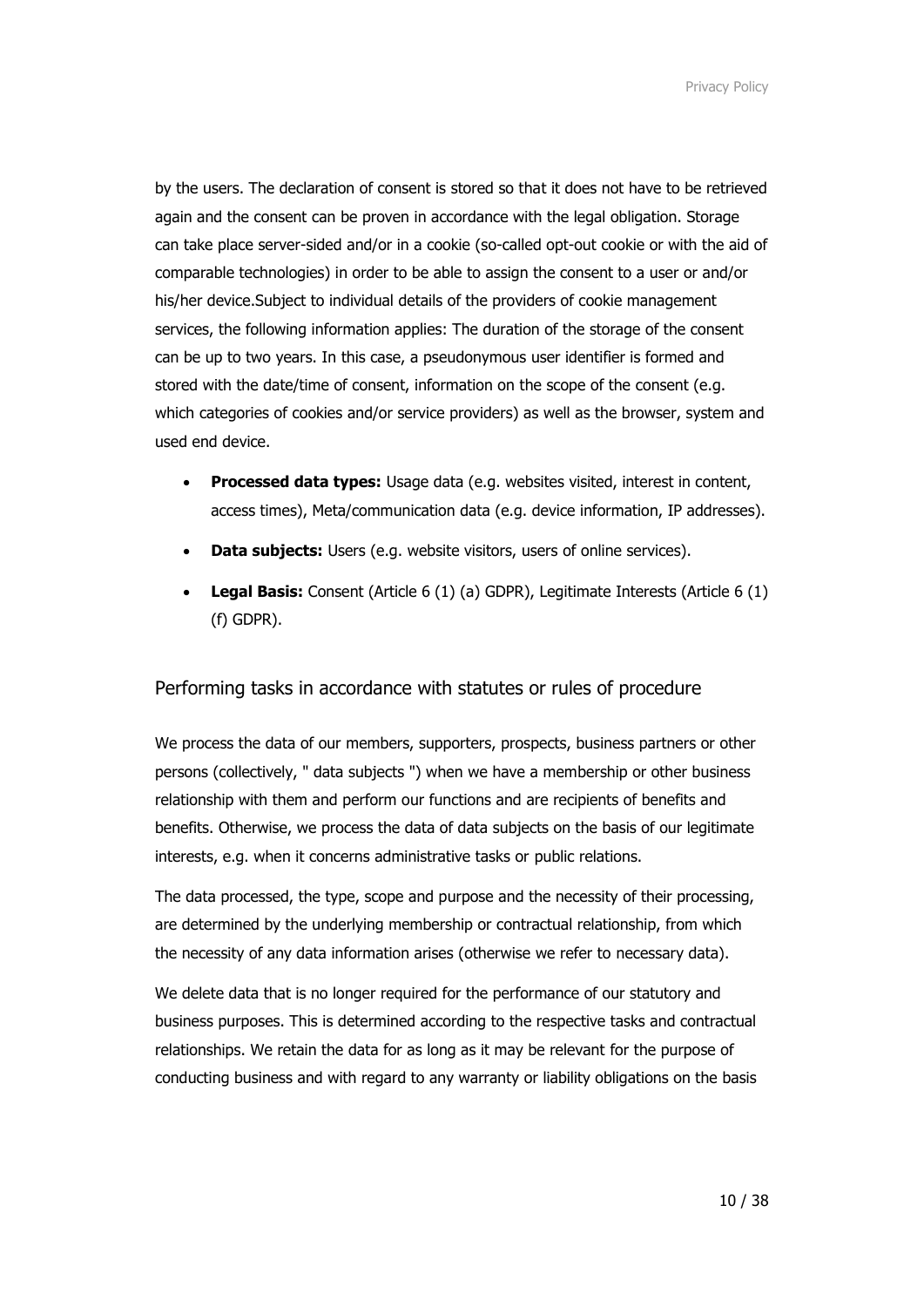by the users. The declaration of consent is stored so that it does not have to be retrieved again and the consent can be proven in accordance with the legal obligation. Storage can take place server-sided and/or in a cookie (so-called opt-out cookie or with the aid of comparable technologies) in order to be able to assign the consent to a user or and/or his/her device.Subject to individual details of the providers of cookie management services, the following information applies: The duration of the storage of the consent can be up to two years. In this case, a pseudonymous user identifier is formed and stored with the date/time of consent, information on the scope of the consent (e.g. which categories of cookies and/or service providers) as well as the browser, system and used end device.

- **Processed data types:** Usage data (e.g. websites visited, interest in content, access times), Meta/communication data (e.g. device information, IP addresses).
- **Data subjects:** Users (e.g. website visitors, users of online services).
- **Legal Basis:** Consent (Article 6 (1) (a) GDPR), Legitimate Interests (Article 6 (1) (f) GDPR).

## Performing tasks in accordance with statutes or rules of procedure

We process the data of our members, supporters, prospects, business partners or other persons (collectively, " data subjects ") when we have a membership or other business relationship with them and perform our functions and are recipients of benefits and benefits. Otherwise, we process the data of data subjects on the basis of our legitimate interests, e.g. when it concerns administrative tasks or public relations.

The data processed, the type, scope and purpose and the necessity of their processing, are determined by the underlying membership or contractual relationship, from which the necessity of any data information arises (otherwise we refer to necessary data).

We delete data that is no longer required for the performance of our statutory and business purposes. This is determined according to the respective tasks and contractual relationships. We retain the data for as long as it may be relevant for the purpose of conducting business and with regard to any warranty or liability obligations on the basis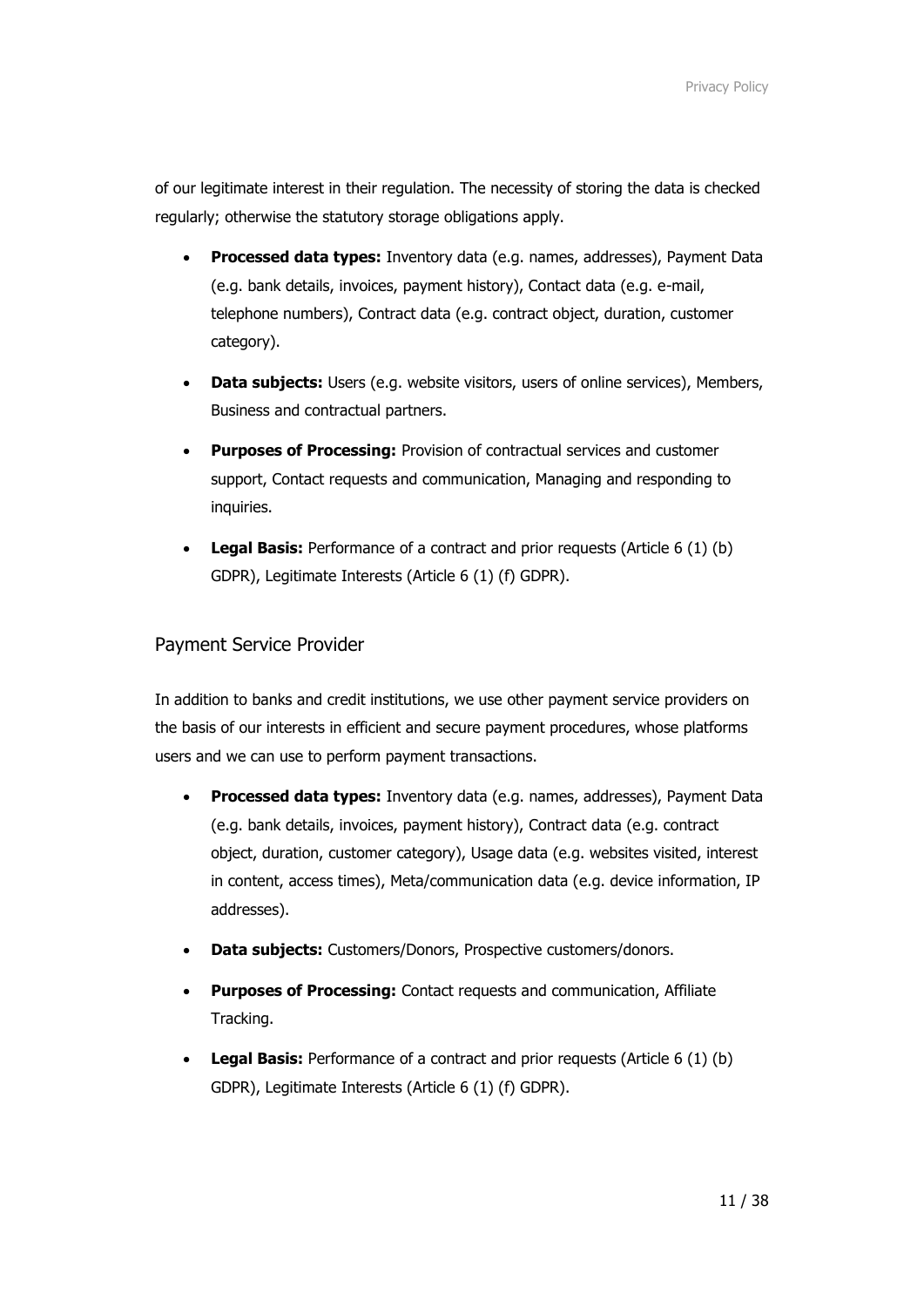of our legitimate interest in their regulation. The necessity of storing the data is checked regularly; otherwise the statutory storage obligations apply.

- **Processed data types:** Inventory data (e.g. names, addresses), Payment Data (e.g. bank details, invoices, payment history), Contact data (e.g. e-mail, telephone numbers), Contract data (e.g. contract object, duration, customer category).
- **Data subjects:** Users (e.g. website visitors, users of online services), Members, Business and contractual partners.
- **Purposes of Processing:** Provision of contractual services and customer support, Contact requests and communication, Managing and responding to inquiries.
- **Legal Basis:** Performance of a contract and prior requests (Article 6 (1) (b) GDPR), Legitimate Interests (Article 6 (1) (f) GDPR).

## Payment Service Provider

In addition to banks and credit institutions, we use other payment service providers on the basis of our interests in efficient and secure payment procedures, whose platforms users and we can use to perform payment transactions.

- **Processed data types:** Inventory data (e.g. names, addresses), Payment Data (e.g. bank details, invoices, payment history), Contract data (e.g. contract object, duration, customer category), Usage data (e.g. websites visited, interest in content, access times), Meta/communication data (e.g. device information, IP addresses).
- **Data subjects:** Customers/Donors, Prospective customers/donors.
- **Purposes of Processing:** Contact requests and communication, Affiliate Tracking.
- **Legal Basis:** Performance of a contract and prior requests (Article 6 (1) (b) GDPR), Legitimate Interests (Article 6 (1) (f) GDPR).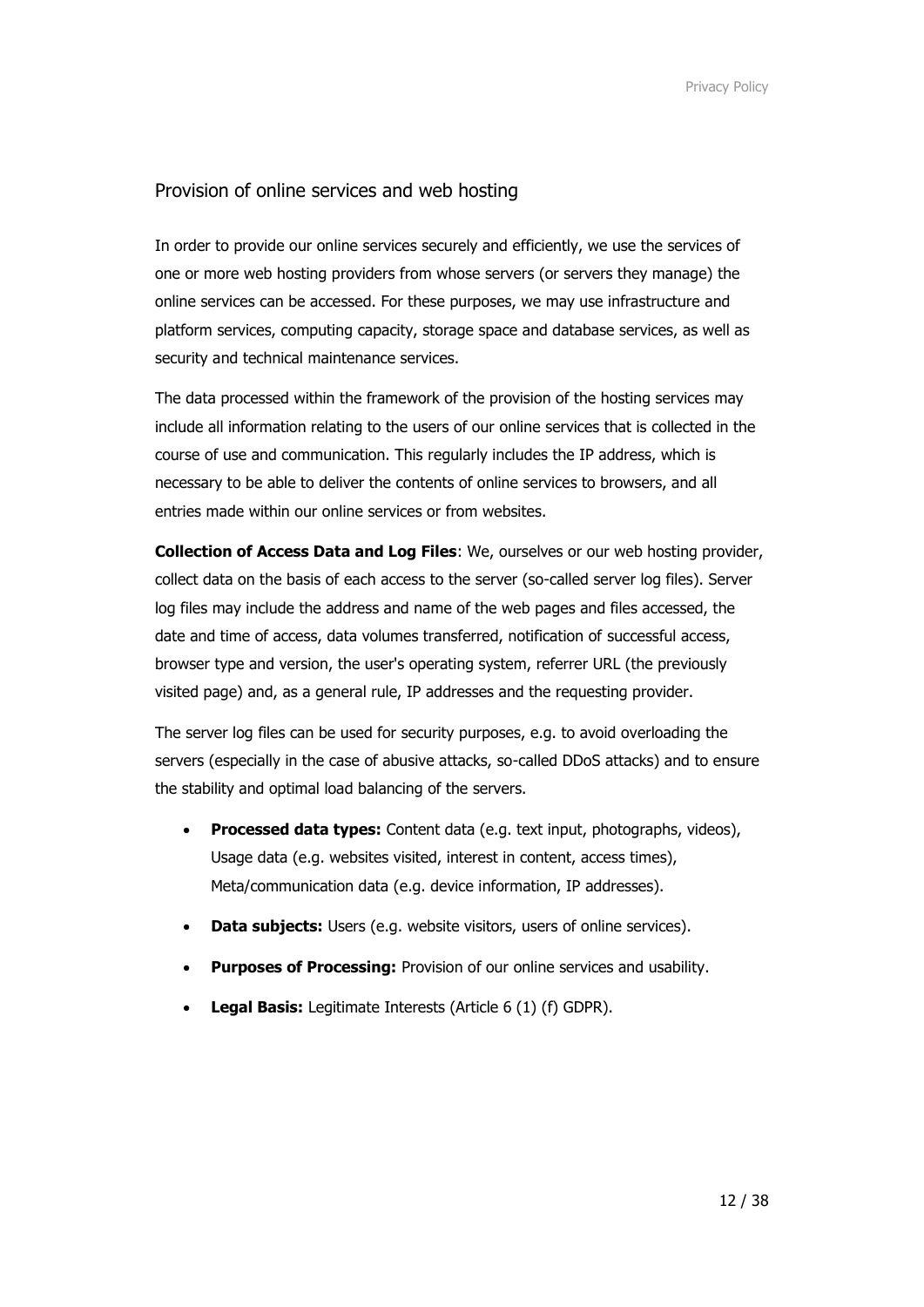## Provision of online services and web hosting

In order to provide our online services securely and efficiently, we use the services of one or more web hosting providers from whose servers (or servers they manage) the online services can be accessed. For these purposes, we may use infrastructure and platform services, computing capacity, storage space and database services, as well as security and technical maintenance services.

The data processed within the framework of the provision of the hosting services may include all information relating to the users of our online services that is collected in the course of use and communication. This regularly includes the IP address, which is necessary to be able to deliver the contents of online services to browsers, and all entries made within our online services or from websites.

**Collection of Access Data and Log Files**: We, ourselves or our web hosting provider, collect data on the basis of each access to the server (so-called server log files). Server log files may include the address and name of the web pages and files accessed, the date and time of access, data volumes transferred, notification of successful access, browser type and version, the user's operating system, referrer URL (the previously visited page) and, as a general rule, IP addresses and the requesting provider.

The server log files can be used for security purposes, e.g. to avoid overloading the servers (especially in the case of abusive attacks, so-called DDoS attacks) and to ensure the stability and optimal load balancing of the servers.

- **Processed data types:** Content data (e.g. text input, photographs, videos), Usage data (e.g. websites visited, interest in content, access times), Meta/communication data (e.g. device information, IP addresses).
- **Data subjects:** Users (e.g. website visitors, users of online services).
- **Purposes of Processing:** Provision of our online services and usability.
- **Legal Basis:** Legitimate Interests (Article 6 (1) (f) GDPR).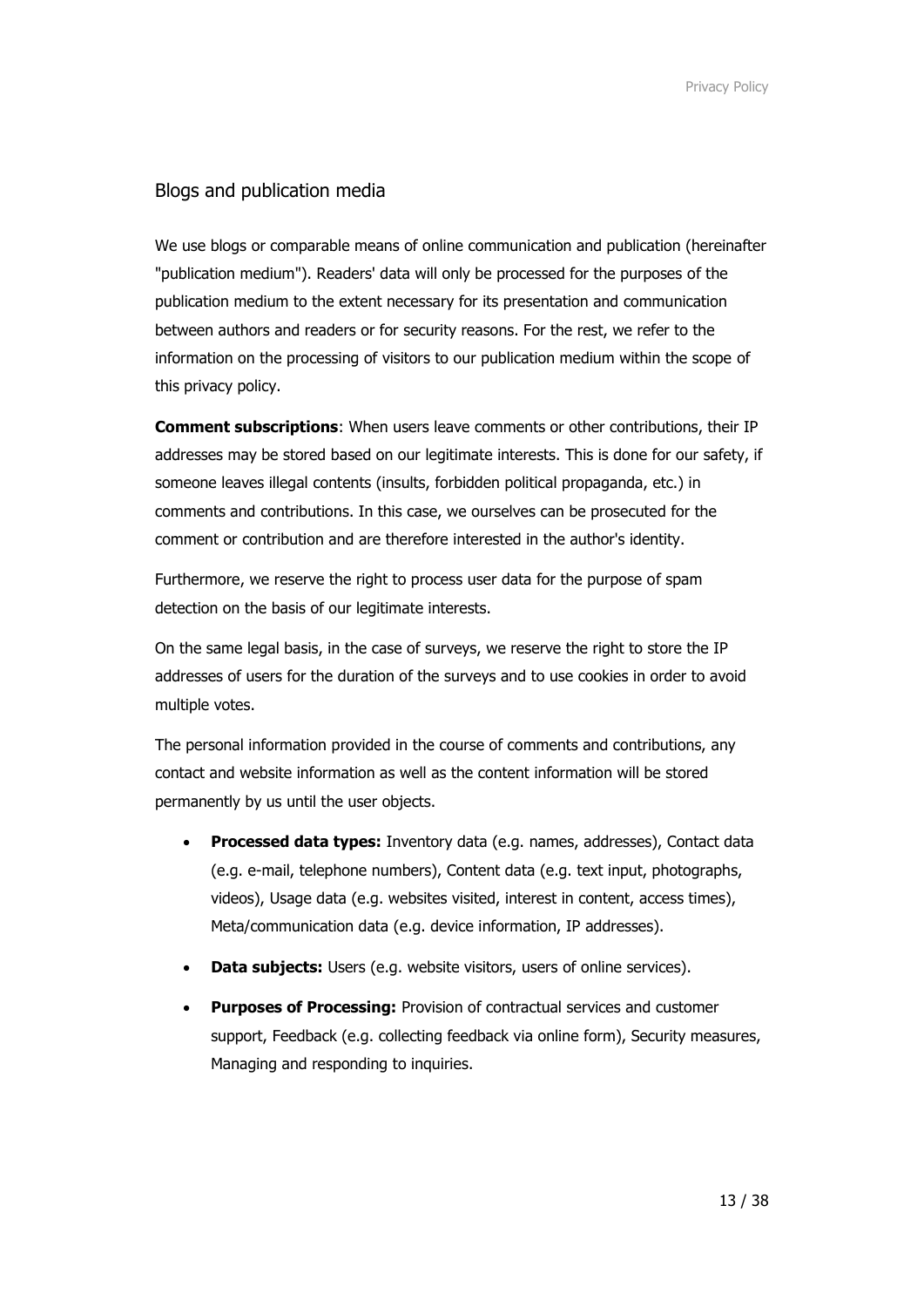## Blogs and publication media

We use blogs or comparable means of online communication and publication (hereinafter "publication medium"). Readers' data will only be processed for the purposes of the publication medium to the extent necessary for its presentation and communication between authors and readers or for security reasons. For the rest, we refer to the information on the processing of visitors to our publication medium within the scope of this privacy policy.

**Comment subscriptions**: When users leave comments or other contributions, their IP addresses may be stored based on our legitimate interests. This is done for our safety, if someone leaves illegal contents (insults, forbidden political propaganda, etc.) in comments and contributions. In this case, we ourselves can be prosecuted for the comment or contribution and are therefore interested in the author's identity.

Furthermore, we reserve the right to process user data for the purpose of spam detection on the basis of our legitimate interests.

On the same legal basis, in the case of surveys, we reserve the right to store the IP addresses of users for the duration of the surveys and to use cookies in order to avoid multiple votes.

The personal information provided in the course of comments and contributions, any contact and website information as well as the content information will be stored permanently by us until the user objects.

- **Processed data types:** Inventory data (e.g. names, addresses), Contact data (e.g. e-mail, telephone numbers), Content data (e.g. text input, photographs, videos), Usage data (e.g. websites visited, interest in content, access times), Meta/communication data (e.g. device information, IP addresses).
- **Data subjects:** Users (e.g. website visitors, users of online services).
- **Purposes of Processing:** Provision of contractual services and customer support, Feedback (e.g. collecting feedback via online form), Security measures, Managing and responding to inquiries.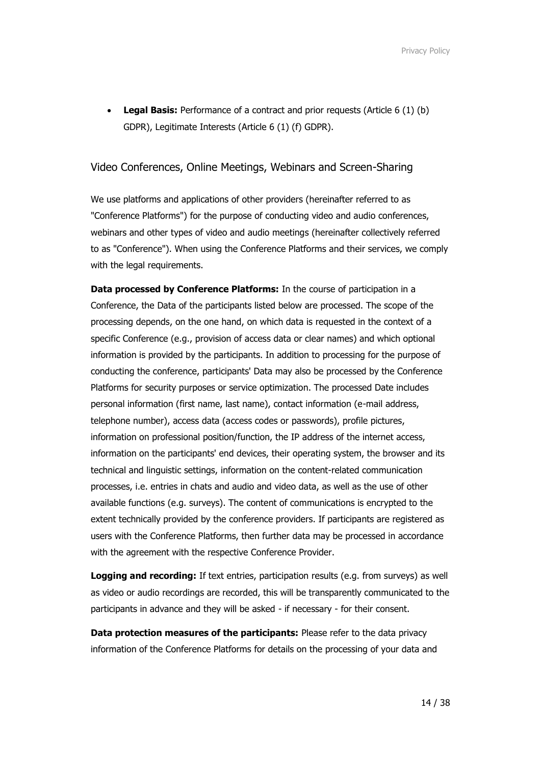- **Legal Basis:** Performance of a contract and prior requests (Article 6 (1) (b) GDPR), Legitimate Interests (Article 6 (1) (f) GDPR).

## Video Conferences, Online Meetings, Webinars and Screen-Sharing

We use platforms and applications of other providers (hereinafter referred to as "Conference Platforms") for the purpose of conducting video and audio conferences, webinars and other types of video and audio meetings (hereinafter collectively referred to as "Conference"). When using the Conference Platforms and their services, we comply with the legal requirements.

**Data processed by Conference Platforms:** In the course of participation in a Conference, the Data of the participants listed below are processed. The scope of the processing depends, on the one hand, on which data is requested in the context of a specific Conference (e.g., provision of access data or clear names) and which optional information is provided by the participants. In addition to processing for the purpose of conducting the conference, participants' Data may also be processed by the Conference Platforms for security purposes or service optimization. The processed Date includes personal information (first name, last name), contact information (e-mail address, telephone number), access data (access codes or passwords), profile pictures, information on professional position/function, the IP address of the internet access, information on the participants' end devices, their operating system, the browser and its technical and linguistic settings, information on the content-related communication processes, i.e. entries in chats and audio and video data, as well as the use of other available functions (e.g. surveys). The content of communications is encrypted to the extent technically provided by the conference providers. If participants are registered as users with the Conference Platforms, then further data may be processed in accordance with the agreement with the respective Conference Provider.

**Logging and recording:** If text entries, participation results (e.g. from surveys) as well as video or audio recordings are recorded, this will be transparently communicated to the participants in advance and they will be asked - if necessary - for their consent.

**Data protection measures of the participants:** Please refer to the data privacy information of the Conference Platforms for details on the processing of your data and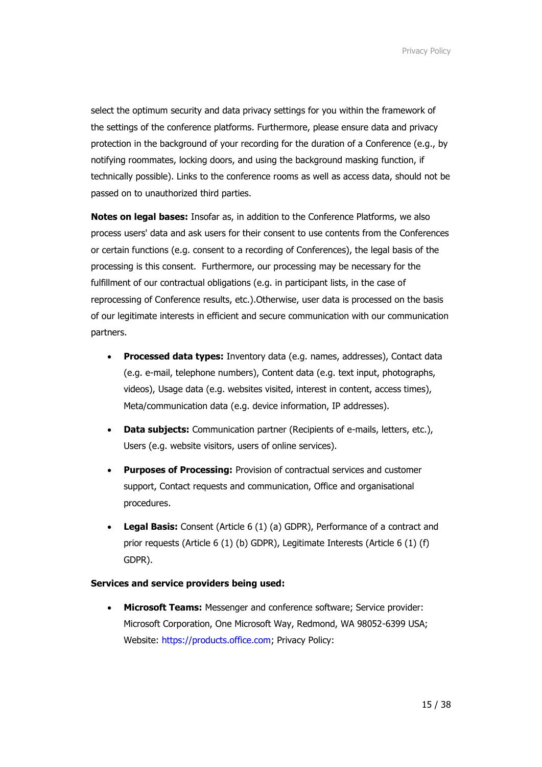select the optimum security and data privacy settings for you within the framework of the settings of the conference platforms. Furthermore, please ensure data and privacy protection in the background of your recording for the duration of a Conference (e.g., by notifying roommates, locking doors, and using the background masking function, if technically possible). Links to the conference rooms as well as access data, should not be passed on to unauthorized third parties.

**Notes on legal bases:** Insofar as, in addition to the Conference Platforms, we also process users' data and ask users for their consent to use contents from the Conferences or certain functions (e.g. consent to a recording of Conferences), the legal basis of the processing is this consent. Furthermore, our processing may be necessary for the fulfillment of our contractual obligations (e.g. in participant lists, in the case of reprocessing of Conference results, etc.).Otherwise, user data is processed on the basis of our legitimate interests in efficient and secure communication with our communication partners.

- **Processed data types:** Inventory data (e.g. names, addresses), Contact data (e.g. e-mail, telephone numbers), Content data (e.g. text input, photographs, videos), Usage data (e.g. websites visited, interest in content, access times), Meta/communication data (e.g. device information, IP addresses).
- **Data subjects:** Communication partner (Recipients of e-mails, letters, etc.), Users (e.g. website visitors, users of online services).
- **Purposes of Processing:** Provision of contractual services and customer support, Contact requests and communication, Office and organisational procedures.
- **Legal Basis:** Consent (Article 6 (1) (a) GDPR), Performance of a contract and prior requests (Article 6 (1) (b) GDPR), Legitimate Interests (Article 6 (1) (f) GDPR).

**Services and service providers being used:**

- **Microsoft Teams:** Messenger and conference software; Service provider: Microsoft Corporation, One Microsoft Way, Redmond, WA 98052-6399 USA; Website: https://products.office.com; Privacy Policy: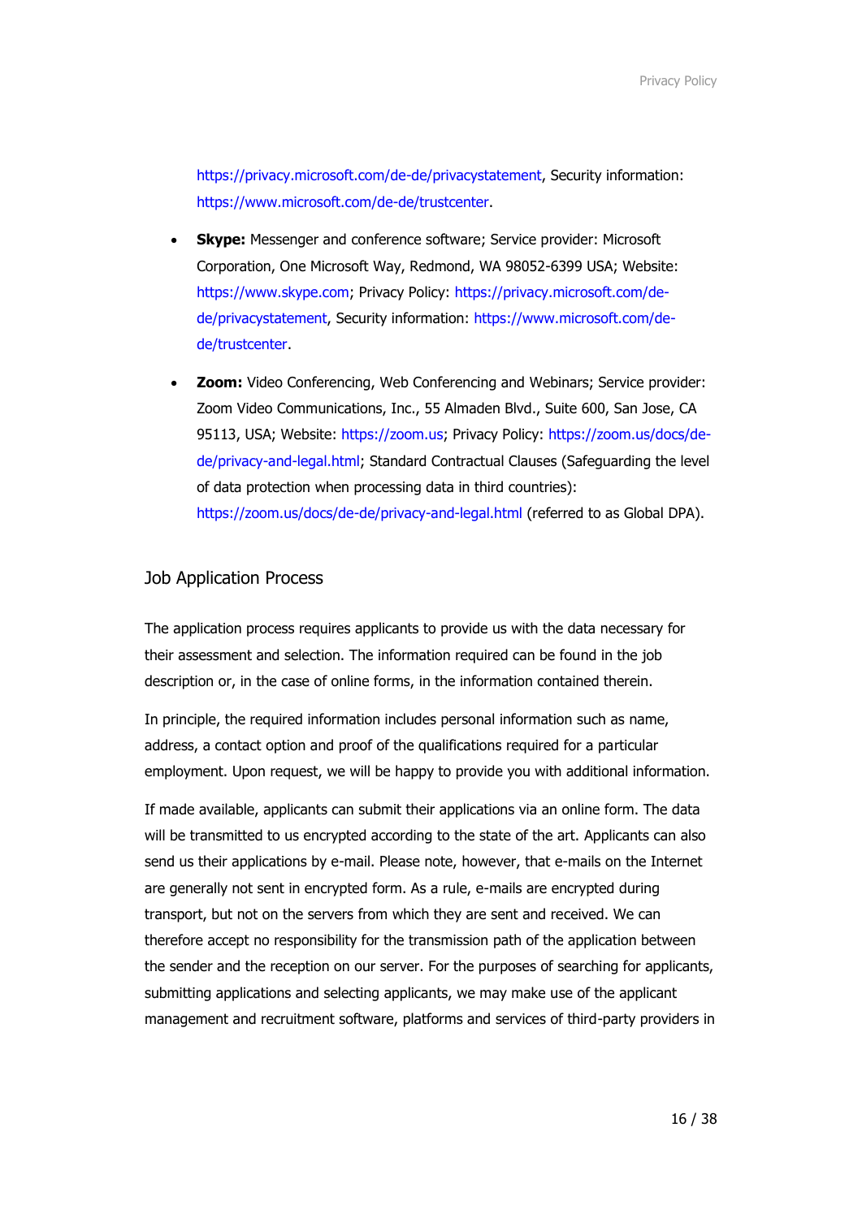https://privacy.microsoft.com/de-de/privacystatement, Security information: https://www.microsoft.com/de-de/trustcenter.

- **Skype:** Messenger and conference software; Service provider: Microsoft Corporation, One Microsoft Way, Redmond, WA 98052-6399 USA; Website: https://www.skype.com; Privacy Policy: https://privacy.microsoft.com/de-de/privacystatement, Security information: https://www.microsoft.com/de-de/trustcenter.
- **Zoom:** Video Conferencing, Web Conferencing and Webinars; Service provider: Zoom Video Communications, Inc., 55 Almaden Blvd., Suite 600, San Jose, CA 95113, USA; Website: https://zoom.us; Privacy Policy: https://zoom.us/docs/de-de/privacy-and-legal.html; Standard Contractual Clauses (Safeguarding the level of data protection when processing data in third countries): https://zoom.us/docs/de-de/privacy-and-legal.html (referred to as Global DPA).

## Job Application Process

The application process requires applicants to provide us with the data necessary for their assessment and selection. The information required can be found in the job description or, in the case of online forms, in the information contained therein.

In principle, the required information includes personal information such as name, address, a contact option and proof of the qualifications required for a particular employment. Upon request, we will be happy to provide you with additional information.

If made available, applicants can submit their applications via an online form. The data will be transmitted to us encrypted according to the state of the art. Applicants can also send us their applications by e-mail. Please note, however, that e-mails on the Internet are generally not sent in encrypted form. As a rule, e-mails are encrypted during transport, but not on the servers from which they are sent and received. We can therefore accept no responsibility for the transmission path of the application between the sender and the reception on our server. For the purposes of searching for applicants, submitting applications and selecting applicants, we may make use of the applicant management and recruitment software, platforms and services of third-party providers in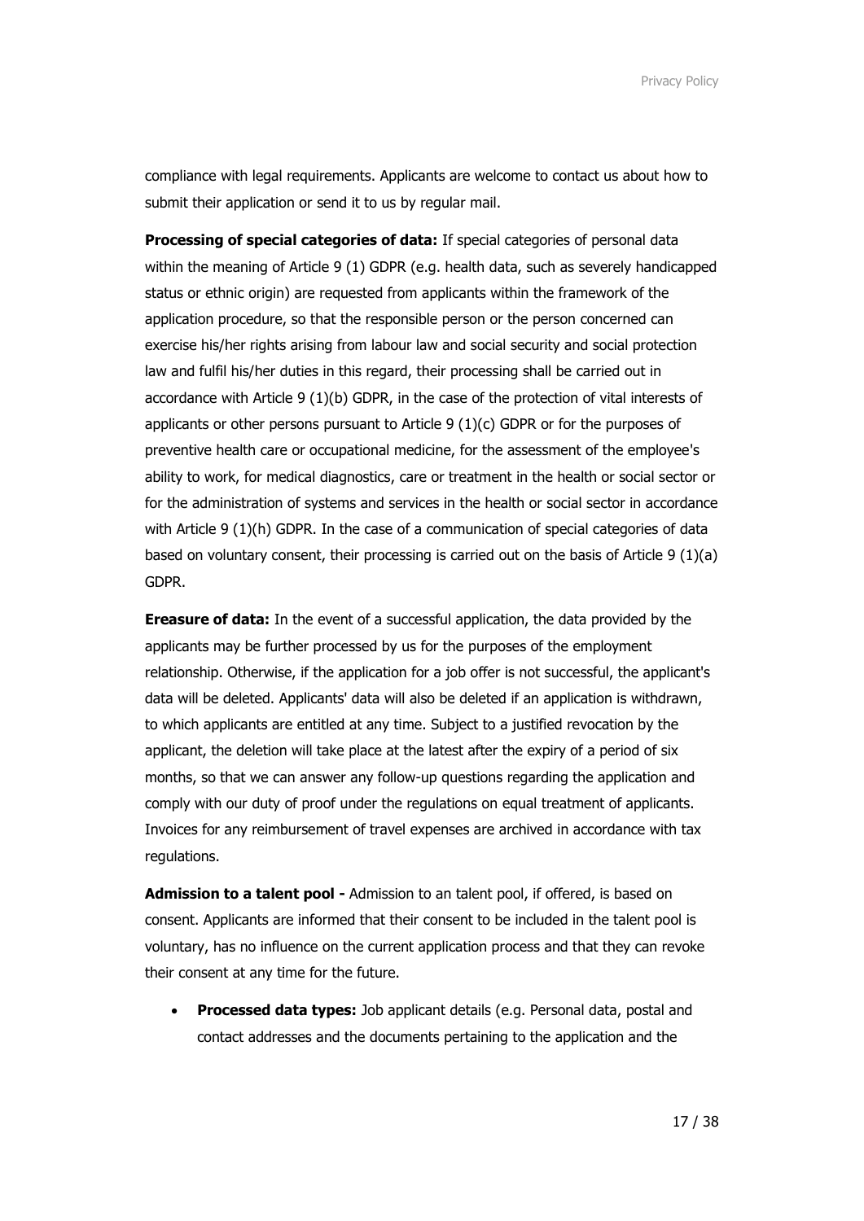compliance with legal requirements. Applicants are welcome to contact us about how to submit their application or send it to us by regular mail.

**Processing of special categories of data:** If special categories of personal data within the meaning of Article 9 (1) GDPR (e.g. health data, such as severely handicapped status or ethnic origin) are requested from applicants within the framework of the application procedure, so that the responsible person or the person concerned can exercise his/her rights arising from labour law and social security and social protection law and fulfil his/her duties in this regard, their processing shall be carried out in accordance with Article 9 (1)(b) GDPR, in the case of the protection of vital interests of applicants or other persons pursuant to Article 9 (1)(c) GDPR or for the purposes of preventive health care or occupational medicine, for the assessment of the employee's ability to work, for medical diagnostics, care or treatment in the health or social sector or for the administration of systems and services in the health or social sector in accordance with Article 9 (1)(h) GDPR. In the case of a communication of special categories of data based on voluntary consent, their processing is carried out on the basis of Article 9 (1)(a) GDPR.

**Ereasure of data:** In the event of a successful application, the data provided by the applicants may be further processed by us for the purposes of the employment relationship. Otherwise, if the application for a job offer is not successful, the applicant's data will be deleted. Applicants' data will also be deleted if an application is withdrawn, to which applicants are entitled at any time. Subject to a justified revocation by the applicant, the deletion will take place at the latest after the expiry of a period of six months, so that we can answer any follow-up questions regarding the application and comply with our duty of proof under the regulations on equal treatment of applicants. Invoices for any reimbursement of travel expenses are archived in accordance with tax regulations.

**Admission to a talent pool -** Admission to an talent pool, if offered, is based on consent. Applicants are informed that their consent to be included in the talent pool is voluntary, has no influence on the current application process and that they can revoke their consent at any time for the future.

- **Processed data types:** Job applicant details (e.g. Personal data, postal and contact addresses and the documents pertaining to the application and the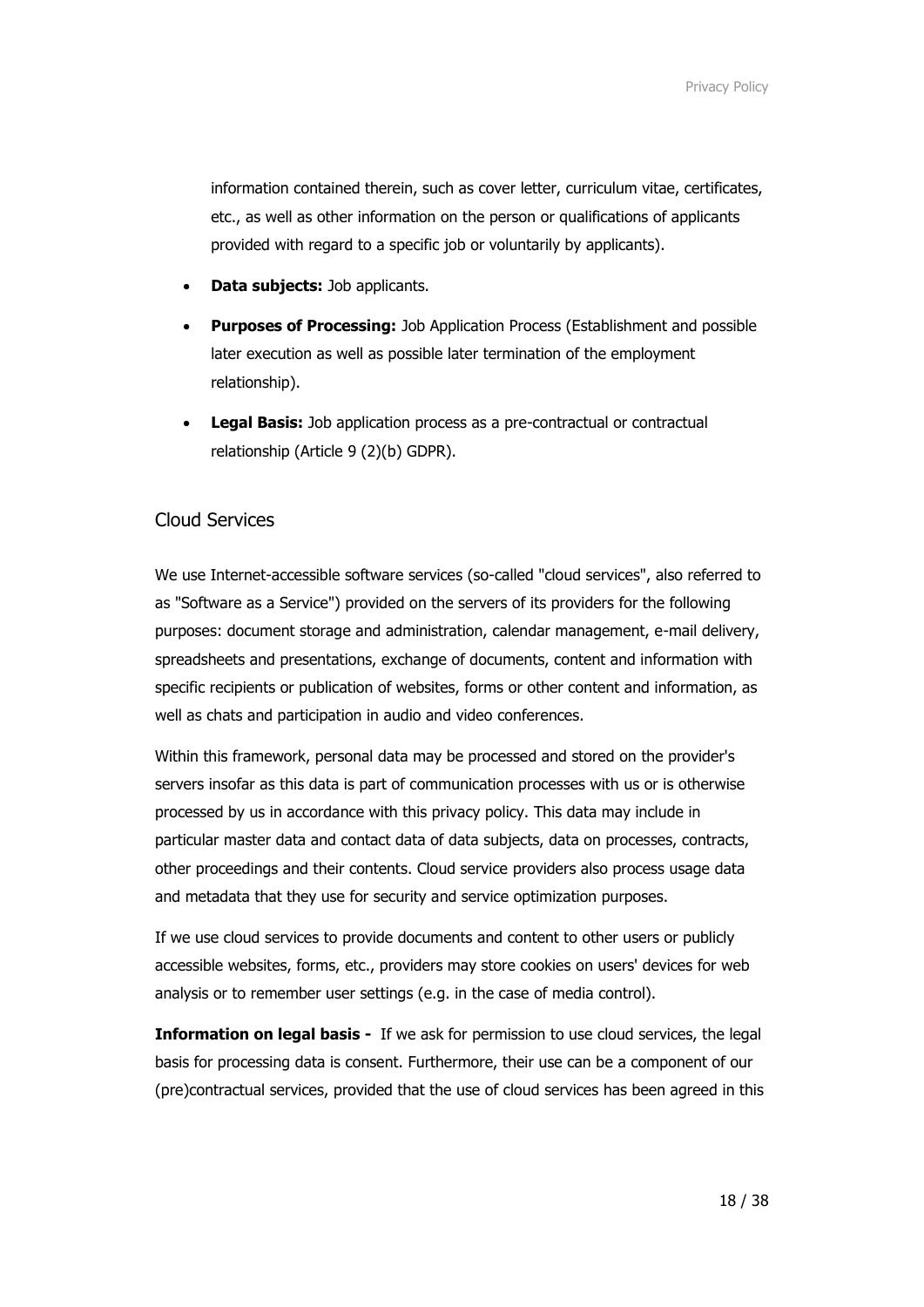information contained therein, such as cover letter, curriculum vitae, certificates, etc., as well as other information on the person or qualifications of applicants provided with regard to a specific job or voluntarily by applicants).

- **Data subjects:** Job applicants.
- **Purposes of Processing:** Job Application Process (Establishment and possible later execution as well as possible later termination of the employment relationship).
- **Legal Basis:** Job application process as a pre-contractual or contractual relationship (Article 9 (2)(b) GDPR).

## Cloud Services

We use Internet-accessible software services (so-called "cloud services", also referred to as "Software as a Service") provided on the servers of its providers for the following purposes: document storage and administration, calendar management, e-mail delivery, spreadsheets and presentations, exchange of documents, content and information with specific recipients or publication of websites, forms or other content and information, as well as chats and participation in audio and video conferences.

Within this framework, personal data may be processed and stored on the provider's servers insofar as this data is part of communication processes with us or is otherwise processed by us in accordance with this privacy policy. This data may include in particular master data and contact data of data subjects, data on processes, contracts, other proceedings and their contents. Cloud service providers also process usage data and metadata that they use for security and service optimization purposes.

If we use cloud services to provide documents and content to other users or publicly accessible websites, forms, etc., providers may store cookies on users' devices for web analysis or to remember user settings (e.g. in the case of media control).

**Information on legal basis -** If we ask for permission to use cloud services, the legal basis for processing data is consent. Furthermore, their use can be a component of our (pre)contractual services, provided that the use of cloud services has been agreed in this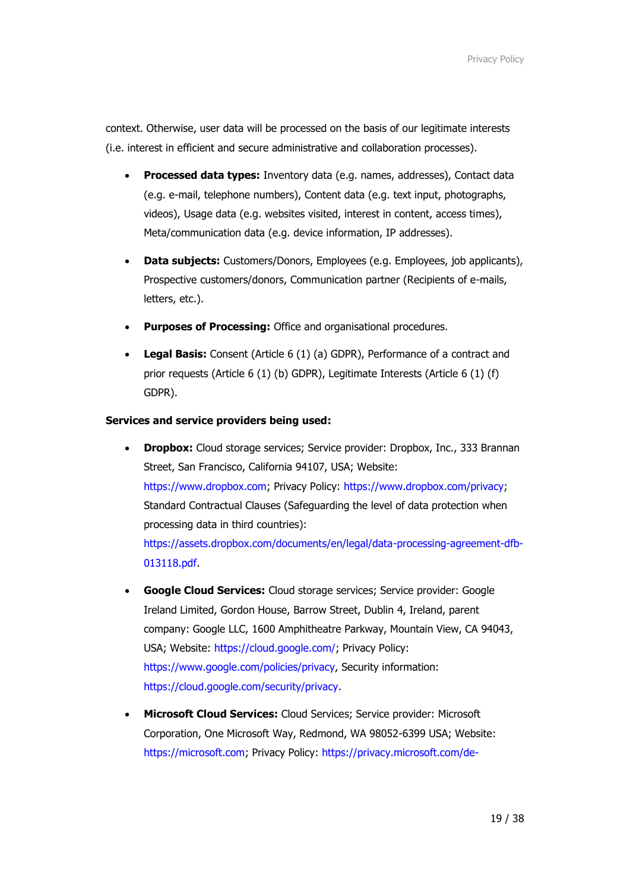context. Otherwise, user data will be processed on the basis of our legitimate interests (i.e. interest in efficient and secure administrative and collaboration processes).

- **Processed data types:** Inventory data (e.g. names, addresses), Contact data (e.g. e-mail, telephone numbers), Content data (e.g. text input, photographs, videos), Usage data (e.g. websites visited, interest in content, access times), Meta/communication data (e.g. device information, IP addresses).
- **Data subjects:** Customers/Donors, Employees (e.g. Employees, job applicants), Prospective customers/donors, Communication partner (Recipients of e-mails, letters, etc.).
- **Purposes of Processing:** Office and organisational procedures.
- **Legal Basis:** Consent (Article 6 (1) (a) GDPR), Performance of a contract and prior requests (Article 6 (1) (b) GDPR), Legitimate Interests (Article 6 (1) (f) GDPR).

**Services and service providers being used:**

- **Dropbox:** Cloud storage services; Service provider: Dropbox, Inc., 333 Brannan Street, San Francisco, California 94107, USA; Website: https://www.dropbox.com; Privacy Policy: https://www.dropbox.com/privacy; Standard Contractual Clauses (Safeguarding the level of data protection when processing data in third countries): https://assets.dropbox.com/documents/en/legal/data-processing-agreement-dfb-013118.pdf.
- **Google Cloud Services:** Cloud storage services; Service provider: Google Ireland Limited, Gordon House, Barrow Street, Dublin 4, Ireland, parent company: Google LLC, 1600 Amphitheatre Parkway, Mountain View, CA 94043, USA; Website: https://cloud.google.com/; Privacy Policy: https://www.google.com/policies/privacy, Security information: https://cloud.google.com/security/privacy.
- **Microsoft Cloud Services:** Cloud Services; Service provider: Microsoft Corporation, One Microsoft Way, Redmond, WA 98052-6399 USA; Website: https://microsoft.com; Privacy Policy: https://privacy.microsoft.com/de-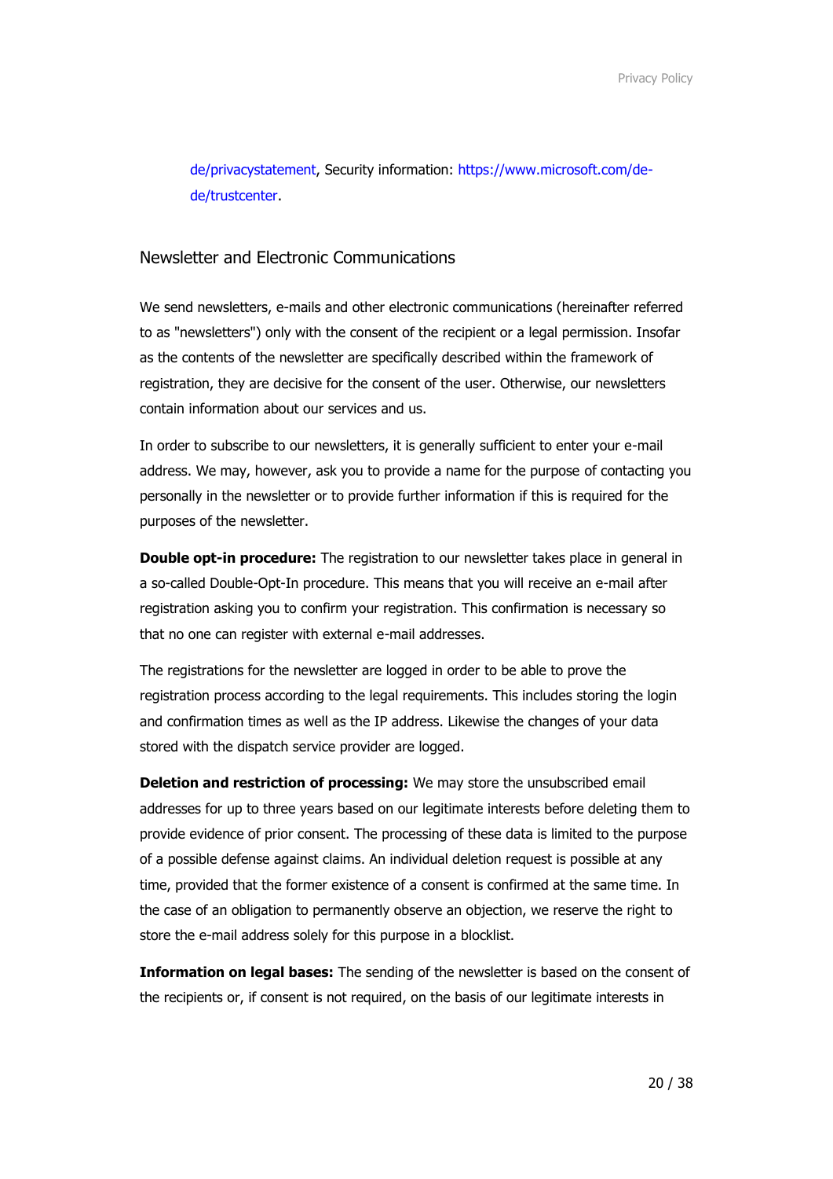de/privacystatement, Security information: https://www.microsoft.com/de-de/trustcenter.

## Newsletter and Electronic Communications

We send newsletters, e-mails and other electronic communications (hereinafter referred to as "newsletters") only with the consent of the recipient or a legal permission. Insofar as the contents of the newsletter are specifically described within the framework of registration, they are decisive for the consent of the user. Otherwise, our newsletters contain information about our services and us.

In order to subscribe to our newsletters, it is generally sufficient to enter your e-mail address. We may, however, ask you to provide a name for the purpose of contacting you personally in the newsletter or to provide further information if this is required for the purposes of the newsletter.

**Double opt-in procedure:** The registration to our newsletter takes place in general in a so-called Double-Opt-In procedure. This means that you will receive an e-mail after registration asking you to confirm your registration. This confirmation is necessary so that no one can register with external e-mail addresses.

The registrations for the newsletter are logged in order to be able to prove the registration process according to the legal requirements. This includes storing the login and confirmation times as well as the IP address. Likewise the changes of your data stored with the dispatch service provider are logged.

**Deletion and restriction of processing:** We may store the unsubscribed email addresses for up to three years based on our legitimate interests before deleting them to provide evidence of prior consent. The processing of these data is limited to the purpose of a possible defense against claims. An individual deletion request is possible at any time, provided that the former existence of a consent is confirmed at the same time. In the case of an obligation to permanently observe an objection, we reserve the right to store the e-mail address solely for this purpose in a blocklist.

**Information on legal bases:** The sending of the newsletter is based on the consent of the recipients or, if consent is not required, on the basis of our legitimate interests in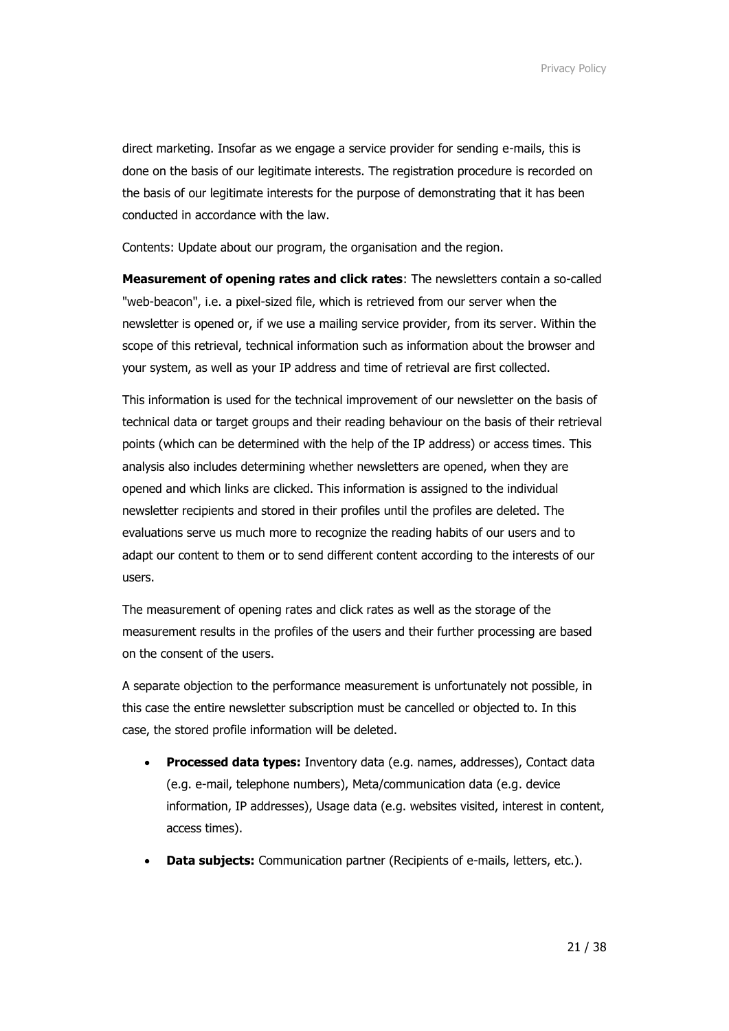direct marketing. Insofar as we engage a service provider for sending e-mails, this is done on the basis of our legitimate interests. The registration procedure is recorded on the basis of our legitimate interests for the purpose of demonstrating that it has been conducted in accordance with the law.

Contents: Update about our program, the organisation and the region.

**Measurement of opening rates and click rates**: The newsletters contain a so-called "web-beacon", i.e. a pixel-sized file, which is retrieved from our server when the newsletter is opened or, if we use a mailing service provider, from its server. Within the scope of this retrieval, technical information such as information about the browser and your system, as well as your IP address and time of retrieval are first collected.

This information is used for the technical improvement of our newsletter on the basis of technical data or target groups and their reading behaviour on the basis of their retrieval points (which can be determined with the help of the IP address) or access times. This analysis also includes determining whether newsletters are opened, when they are opened and which links are clicked. This information is assigned to the individual newsletter recipients and stored in their profiles until the profiles are deleted. The evaluations serve us much more to recognize the reading habits of our users and to adapt our content to them or to send different content according to the interests of our users.

The measurement of opening rates and click rates as well as the storage of the measurement results in the profiles of the users and their further processing are based on the consent of the users.

A separate objection to the performance measurement is unfortunately not possible, in this case the entire newsletter subscription must be cancelled or objected to. In this case, the stored profile information will be deleted.

- **Processed data types:** Inventory data (e.g. names, addresses), Contact data (e.g. e-mail, telephone numbers), Meta/communication data (e.g. device information, IP addresses), Usage data (e.g. websites visited, interest in content, access times).
- **Data subjects:** Communication partner (Recipients of e-mails, letters, etc.).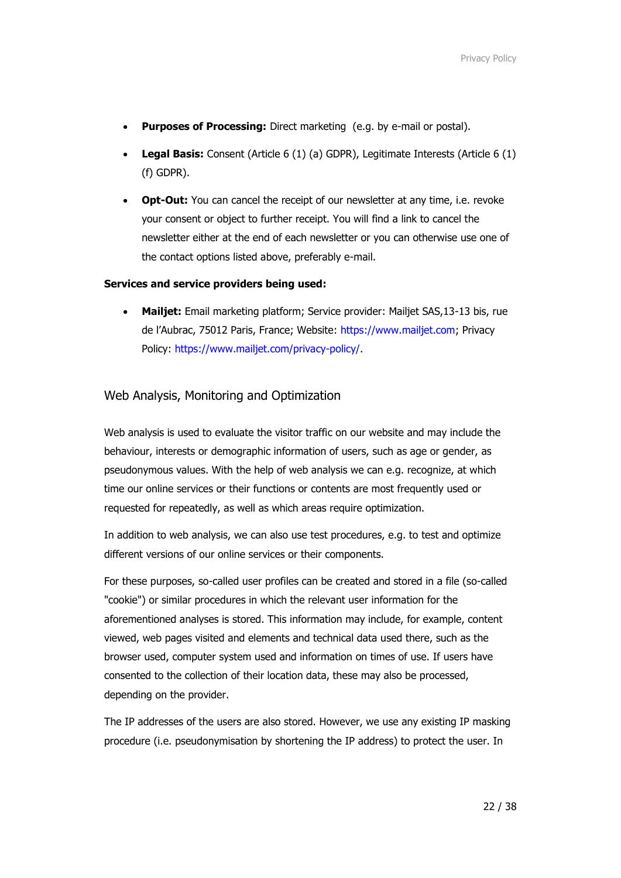- **Purposes of Processing:** Direct marketing  (e.g. by e-mail or postal).
- **Legal Basis:** Consent (Article 6 (1) (a) GDPR), Legitimate Interests (Article 6 (1) (f) GDPR).
- **Opt-Out:** You can cancel the receipt of our newsletter at any time, i.e. revoke your consent or object to further receipt. You will find a link to cancel the newsletter either at the end of each newsletter or you can otherwise use one of the contact options listed above, preferably e-mail.

**Services and service providers being used:**

- **Mailjet:** Email marketing platform; Service provider: Mailjet SAS,13-13 bis, rue de l'Aubrac, 75012 Paris, France; Website: https://www.mailjet.com; Privacy Policy: https://www.mailjet.com/privacy-policy/.

## Web Analysis, Monitoring and Optimization

Web analysis is used to evaluate the visitor traffic on our website and may include the behaviour, interests or demographic information of users, such as age or gender, as pseudonymous values. With the help of web analysis we can e.g. recognize, at which time our online services or their functions or contents are most frequently used or requested for repeatedly, as well as which areas require optimization.

In addition to web analysis, we can also use test procedures, e.g. to test and optimize different versions of our online services or their components.

For these purposes, so-called user profiles can be created and stored in a file (so-called "cookie") or similar procedures in which the relevant user information for the aforementioned analyses is stored. This information may include, for example, content viewed, web pages visited and elements and technical data used there, such as the browser used, computer system used and information on times of use. If users have consented to the collection of their location data, these may also be processed, depending on the provider.

The IP addresses of the users are also stored. However, we use any existing IP masking procedure (i.e. pseudonymisation by shortening the IP address) to protect the user. In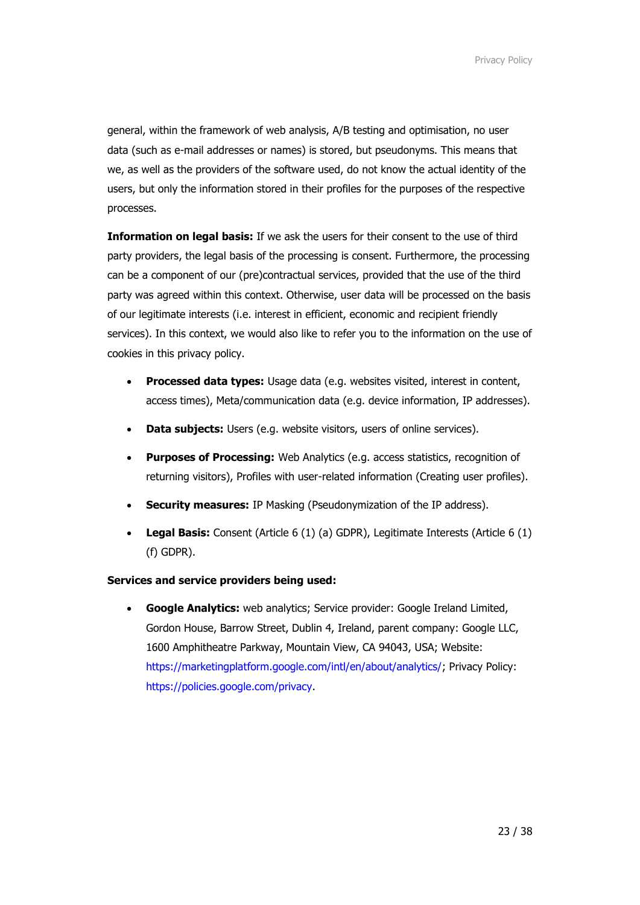general, within the framework of web analysis, A/B testing and optimisation, no user data (such as e-mail addresses or names) is stored, but pseudonyms. This means that we, as well as the providers of the software used, do not know the actual identity of the users, but only the information stored in their profiles for the purposes of the respective processes.

**Information on legal basis:** If we ask the users for their consent to the use of third party providers, the legal basis of the processing is consent. Furthermore, the processing can be a component of our (pre)contractual services, provided that the use of the third party was agreed within this context. Otherwise, user data will be processed on the basis of our legitimate interests (i.e. interest in efficient, economic and recipient friendly services). In this context, we would also like to refer you to the information on the use of cookies in this privacy policy.

- **Processed data types:** Usage data (e.g. websites visited, interest in content, access times), Meta/communication data (e.g. device information, IP addresses).
- **Data subjects:** Users (e.g. website visitors, users of online services).
- **Purposes of Processing:** Web Analytics (e.g. access statistics, recognition of returning visitors), Profiles with user-related information (Creating user profiles).
- **Security measures:** IP Masking (Pseudonymization of the IP address).
- **Legal Basis:** Consent (Article 6 (1) (a) GDPR), Legitimate Interests (Article 6 (1) (f) GDPR).

**Services and service providers being used:**

- **Google Analytics:** web analytics; Service provider: Google Ireland Limited, Gordon House, Barrow Street, Dublin 4, Ireland, parent company: Google LLC, 1600 Amphitheatre Parkway, Mountain View, CA 94043, USA; Website: https://marketingplatform.google.com/intl/en/about/analytics/; Privacy Policy: https://policies.google.com/privacy.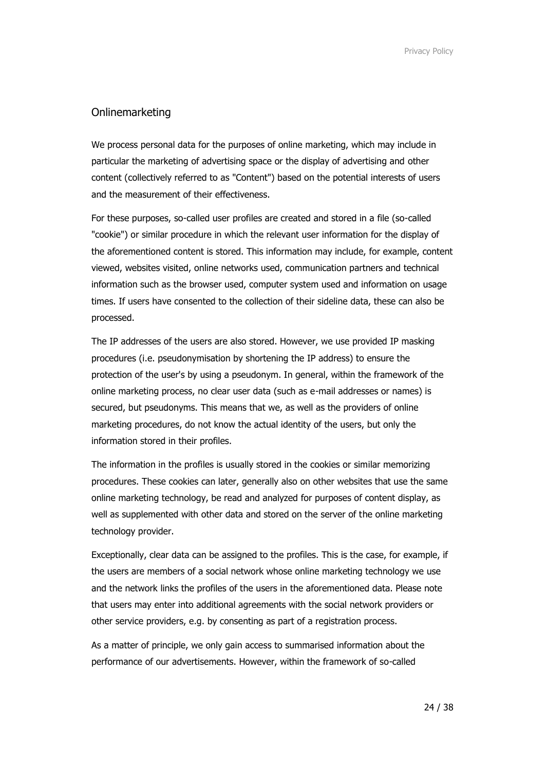## Onlinemarketing

We process personal data for the purposes of online marketing, which may include in particular the marketing of advertising space or the display of advertising and other content (collectively referred to as "Content") based on the potential interests of users and the measurement of their effectiveness.

For these purposes, so-called user profiles are created and stored in a file (so-called "cookie") or similar procedure in which the relevant user information for the display of the aforementioned content is stored. This information may include, for example, content viewed, websites visited, online networks used, communication partners and technical information such as the browser used, computer system used and information on usage times. If users have consented to the collection of their sideline data, these can also be processed.

The IP addresses of the users are also stored. However, we use provided IP masking procedures (i.e. pseudonymisation by shortening the IP address) to ensure the protection of the user's by using a pseudonym. In general, within the framework of the online marketing process, no clear user data (such as e-mail addresses or names) is secured, but pseudonyms. This means that we, as well as the providers of online marketing procedures, do not know the actual identity of the users, but only the information stored in their profiles.

The information in the profiles is usually stored in the cookies or similar memorizing procedures. These cookies can later, generally also on other websites that use the same online marketing technology, be read and analyzed for purposes of content display, as well as supplemented with other data and stored on the server of the online marketing technology provider.

Exceptionally, clear data can be assigned to the profiles. This is the case, for example, if the users are members of a social network whose online marketing technology we use and the network links the profiles of the users in the aforementioned data. Please note that users may enter into additional agreements with the social network providers or other service providers, e.g. by consenting as part of a registration process.

As a matter of principle, we only gain access to summarised information about the performance of our advertisements. However, within the framework of so-called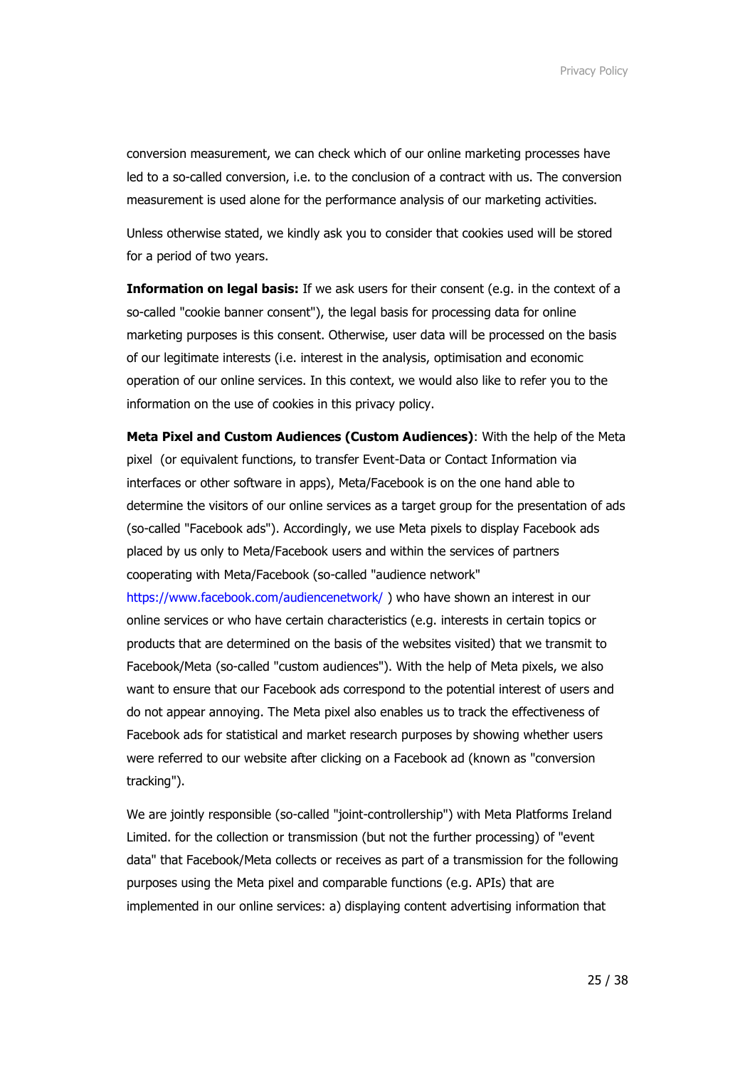conversion measurement, we can check which of our online marketing processes have led to a so-called conversion, i.e. to the conclusion of a contract with us. The conversion measurement is used alone for the performance analysis of our marketing activities.

Unless otherwise stated, we kindly ask you to consider that cookies used will be stored for a period of two years.

**Information on legal basis:** If we ask users for their consent (e.g. in the context of a so-called "cookie banner consent"), the legal basis for processing data for online marketing purposes is this consent. Otherwise, user data will be processed on the basis of our legitimate interests (i.e. interest in the analysis, optimisation and economic operation of our online services. In this context, we would also like to refer you to the information on the use of cookies in this privacy policy.

**Meta Pixel and Custom Audiences (Custom Audiences)**: With the help of the Meta pixel (or equivalent functions, to transfer Event-Data or Contact Information via interfaces or other software in apps), Meta/Facebook is on the one hand able to determine the visitors of our online services as a target group for the presentation of ads (so-called "Facebook ads"). Accordingly, we use Meta pixels to display Facebook ads placed by us only to Meta/Facebook users and within the services of partners cooperating with Meta/Facebook (so-called "audience network" https://www.facebook.com/audiencenetwork/ ) who have shown an interest in our online services or who have certain characteristics (e.g. interests in certain topics or products that are determined on the basis of the websites visited) that we transmit to Facebook/Meta (so-called "custom audiences"). With the help of Meta pixels, we also want to ensure that our Facebook ads correspond to the potential interest of users and do not appear annoying. The Meta pixel also enables us to track the effectiveness of Facebook ads for statistical and market research purposes by showing whether users were referred to our website after clicking on a Facebook ad (known as "conversion tracking").

We are jointly responsible (so-called "joint-controllership") with Meta Platforms Ireland Limited. for the collection or transmission (but not the further processing) of "event data" that Facebook/Meta collects or receives as part of a transmission for the following purposes using the Meta pixel and comparable functions (e.g. APIs) that are implemented in our online services: a) displaying content advertising information that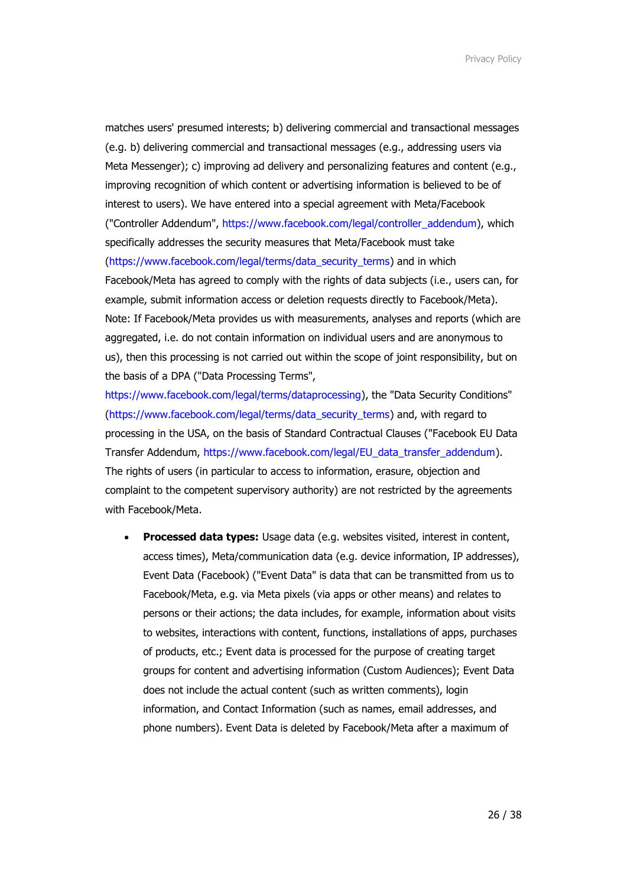matches users' presumed interests; b) delivering commercial and transactional messages (e.g. b) delivering commercial and transactional messages (e.g., addressing users via Meta Messenger); c) improving ad delivery and personalizing features and content (e.g., improving recognition of which content or advertising information is believed to be of interest to users). We have entered into a special agreement with Meta/Facebook ("Controller Addendum", https://www.facebook.com/legal/controller_addendum), which specifically addresses the security measures that Meta/Facebook must take (https://www.facebook.com/legal/terms/data_security_terms) and in which Facebook/Meta has agreed to comply with the rights of data subjects (i.e., users can, for example, submit information access or deletion requests directly to Facebook/Meta). Note: If Facebook/Meta provides us with measurements, analyses and reports (which are aggregated, i.e. do not contain information on individual users and are anonymous to us), then this processing is not carried out within the scope of joint responsibility, but on the basis of a DPA ("Data Processing Terms", https://www.facebook.com/legal/terms/dataprocessing), the "Data Security Conditions" (https://www.facebook.com/legal/terms/data_security_terms) and, with regard to processing in the USA, on the basis of Standard Contractual Clauses ("Facebook EU Data Transfer Addendum, https://www.facebook.com/legal/EU_data_transfer_addendum). The rights of users (in particular to access to information, erasure, objection and complaint to the competent supervisory authority) are not restricted by the agreements with Facebook/Meta.

- **Processed data types:** Usage data (e.g. websites visited, interest in content, access times), Meta/communication data (e.g. device information, IP addresses), Event Data (Facebook) ("Event Data" is data that can be transmitted from us to Facebook/Meta, e.g. via Meta pixels (via apps or other means) and relates to persons or their actions; the data includes, for example, information about visits to websites, interactions with content, functions, installations of apps, purchases of products, etc.; Event data is processed for the purpose of creating target groups for content and advertising information (Custom Audiences); Event Data does not include the actual content (such as written comments), login information, and Contact Information (such as names, email addresses, and phone numbers). Event Data is deleted by Facebook/Meta after a maximum of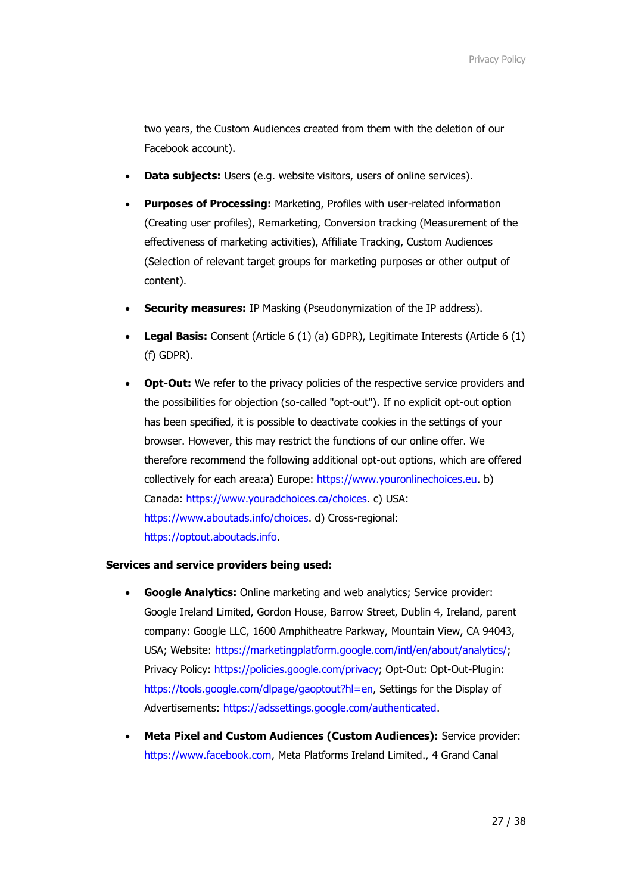two years, the Custom Audiences created from them with the deletion of our Facebook account).

- **Data subjects:** Users (e.g. website visitors, users of online services).
- **Purposes of Processing:** Marketing, Profiles with user-related information (Creating user profiles), Remarketing, Conversion tracking (Measurement of the effectiveness of marketing activities), Affiliate Tracking, Custom Audiences (Selection of relevant target groups for marketing purposes or other output of content).
- **Security measures:** IP Masking (Pseudonymization of the IP address).
- **Legal Basis:** Consent (Article 6 (1) (a) GDPR), Legitimate Interests (Article 6 (1) (f) GDPR).
- **Opt-Out:** We refer to the privacy policies of the respective service providers and the possibilities for objection (so-called "opt-out"). If no explicit opt-out option has been specified, it is possible to deactivate cookies in the settings of your browser. However, this may restrict the functions of our online offer. We therefore recommend the following additional opt-out options, which are offered collectively for each area:a) Europe: https://www.youronlinechoices.eu. b) Canada: https://www.youradchoices.ca/choices. c) USA: https://www.aboutads.info/choices. d) Cross-regional: https://optout.aboutads.info.

**Services and service providers being used:**

- **Google Analytics:** Online marketing and web analytics; Service provider: Google Ireland Limited, Gordon House, Barrow Street, Dublin 4, Ireland, parent company: Google LLC, 1600 Amphitheatre Parkway, Mountain View, CA 94043, USA; Website: https://marketingplatform.google.com/intl/en/about/analytics/; Privacy Policy: https://policies.google.com/privacy; Opt-Out: Opt-Out-Plugin: https://tools.google.com/dlpage/gaoptout?hl=en, Settings for the Display of Advertisements: https://adssettings.google.com/authenticated.
- **Meta Pixel and Custom Audiences (Custom Audiences):** Service provider: https://www.facebook.com, Meta Platforms Ireland Limited., 4 Grand Canal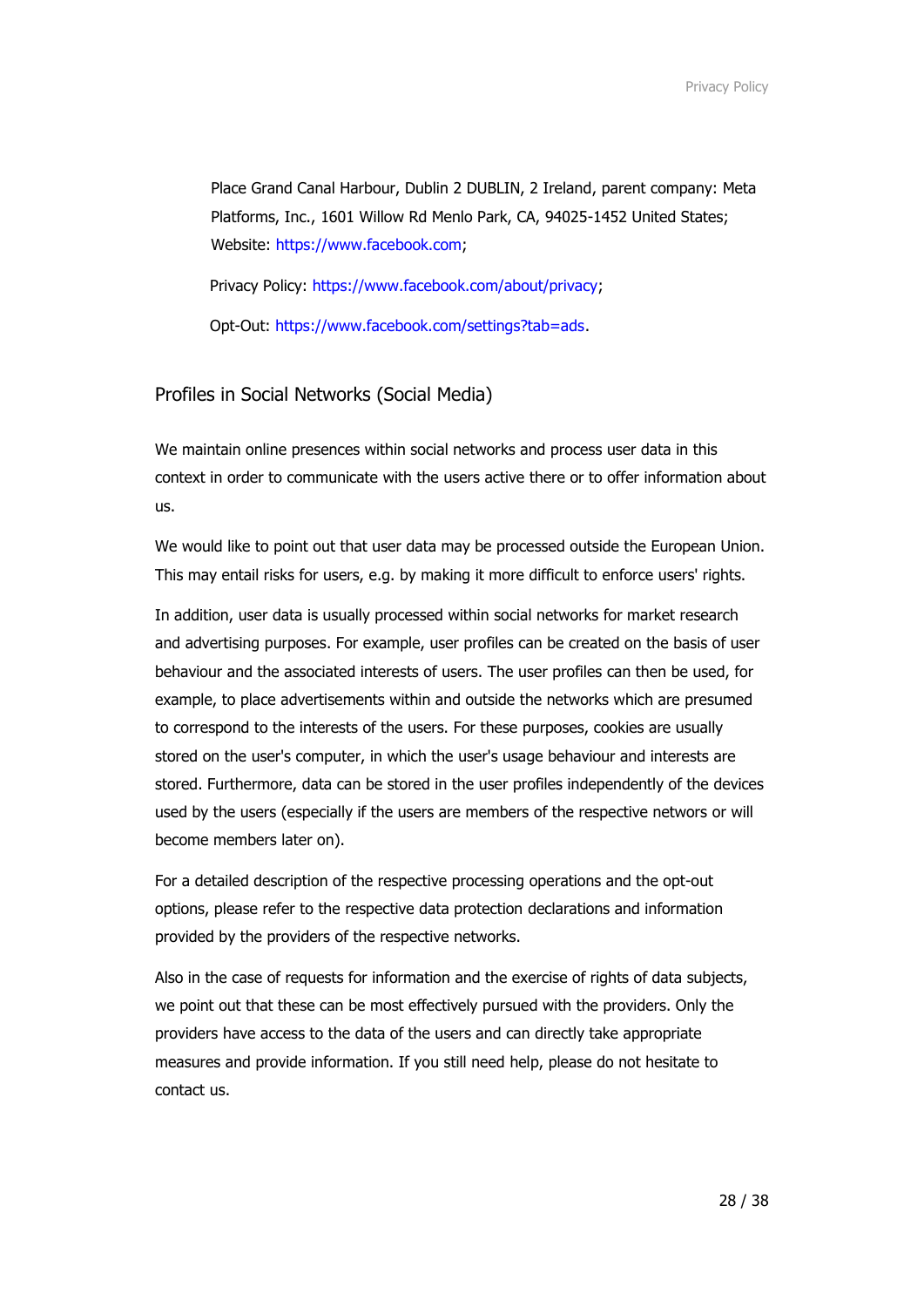Place Grand Canal Harbour, Dublin 2 DUBLIN, 2 Ireland, parent company: Meta Platforms, Inc., 1601 Willow Rd Menlo Park, CA, 94025-1452 United States; Website: https://www.facebook.com;

Privacy Policy: https://www.facebook.com/about/privacy;

Opt-Out: https://www.facebook.com/settings?tab=ads.

## Profiles in Social Networks (Social Media)

We maintain online presences within social networks and process user data in this context in order to communicate with the users active there or to offer information about us.

We would like to point out that user data may be processed outside the European Union. This may entail risks for users, e.g. by making it more difficult to enforce users' rights.

In addition, user data is usually processed within social networks for market research and advertising purposes. For example, user profiles can be created on the basis of user behaviour and the associated interests of users. The user profiles can then be used, for example, to place advertisements within and outside the networks which are presumed to correspond to the interests of the users. For these purposes, cookies are usually stored on the user's computer, in which the user's usage behaviour and interests are stored. Furthermore, data can be stored in the user profiles independently of the devices used by the users (especially if the users are members of the respective networs or will become members later on).

For a detailed description of the respective processing operations and the opt-out options, please refer to the respective data protection declarations and information provided by the providers of the respective networks.

Also in the case of requests for information and the exercise of rights of data subjects, we point out that these can be most effectively pursued with the providers. Only the providers have access to the data of the users and can directly take appropriate measures and provide information. If you still need help, please do not hesitate to contact us.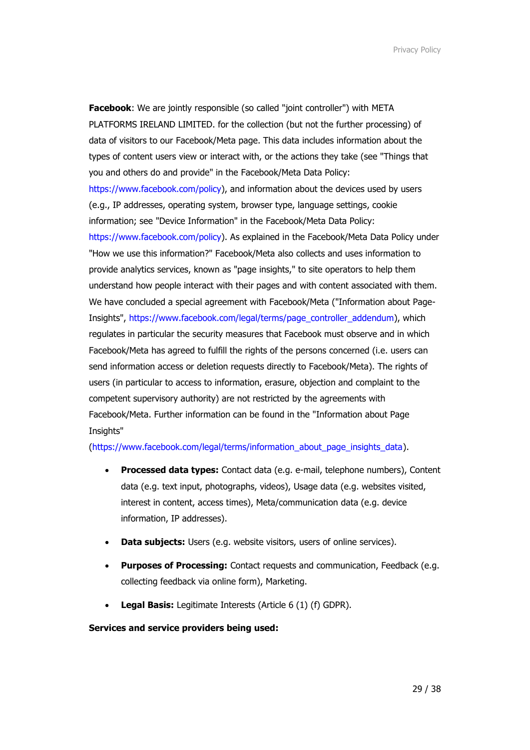**Facebook**: We are jointly responsible (so called "joint controller") with META PLATFORMS IRELAND LIMITED. for the collection (but not the further processing) of data of visitors to our Facebook/Meta page. This data includes information about the types of content users view or interact with, or the actions they take (see "Things that you and others do and provide" in the Facebook/Meta Data Policy: https://www.facebook.com/policy), and information about the devices used by users (e.g., IP addresses, operating system, browser type, language settings, cookie information; see "Device Information" in the Facebook/Meta Data Policy: https://www.facebook.com/policy). As explained in the Facebook/Meta Data Policy under "How we use this information?" Facebook/Meta also collects and uses information to provide analytics services, known as "page insights," to site operators to help them understand how people interact with their pages and with content associated with them. We have concluded a special agreement with Facebook/Meta ("Information about Page-Insights", https://www.facebook.com/legal/terms/page_controller_addendum), which regulates in particular the security measures that Facebook must observe and in which Facebook/Meta has agreed to fulfill the rights of the persons concerned (i.e. users can send information access or deletion requests directly to Facebook/Meta). The rights of users (in particular to access to information, erasure, objection and complaint to the competent supervisory authority) are not restricted by the agreements with Facebook/Meta. Further information can be found in the "Information about Page Insights" (https://www.facebook.com/legal/terms/information_about_page_insights_data).

- **Processed data types:** Contact data (e.g. e-mail, telephone numbers), Content data (e.g. text input, photographs, videos), Usage data (e.g. websites visited, interest in content, access times), Meta/communication data (e.g. device information, IP addresses).
- **Data subjects:** Users (e.g. website visitors, users of online services).
- **Purposes of Processing:** Contact requests and communication, Feedback (e.g. collecting feedback via online form), Marketing.
- **Legal Basis:** Legitimate Interests (Article 6 (1) (f) GDPR).

**Services and service providers being used:**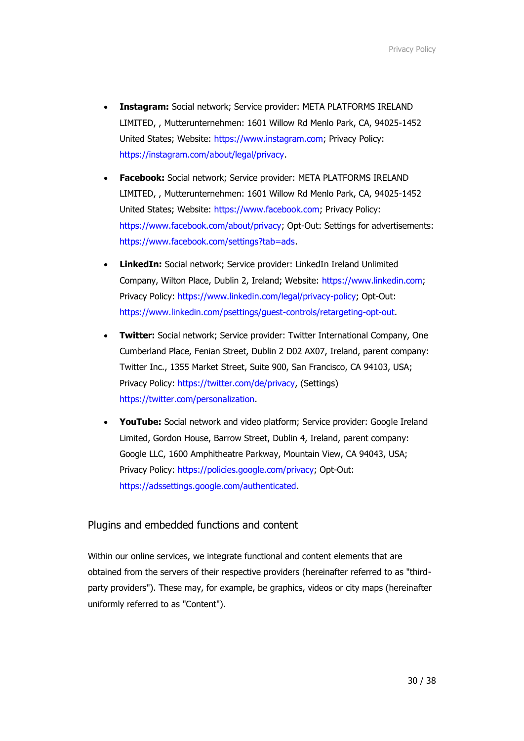- **Instagram:** Social network; Service provider: META PLATFORMS IRELAND LIMITED, , Mutterunternehmen: 1601 Willow Rd Menlo Park, CA, 94025-1452 United States; Website: https://www.instagram.com; Privacy Policy: https://instagram.com/about/legal/privacy.
- **Facebook:** Social network; Service provider: META PLATFORMS IRELAND LIMITED, , Mutterunternehmen: 1601 Willow Rd Menlo Park, CA, 94025-1452 United States; Website: https://www.facebook.com; Privacy Policy: https://www.facebook.com/about/privacy; Opt-Out: Settings for advertisements: https://www.facebook.com/settings?tab=ads.
- **LinkedIn:** Social network; Service provider: LinkedIn Ireland Unlimited Company, Wilton Place, Dublin 2, Ireland; Website: https://www.linkedin.com; Privacy Policy: https://www.linkedin.com/legal/privacy-policy; Opt-Out: https://www.linkedin.com/psettings/guest-controls/retargeting-opt-out.
- **Twitter:** Social network; Service provider: Twitter International Company, One Cumberland Place, Fenian Street, Dublin 2 D02 AX07, Ireland, parent company: Twitter Inc., 1355 Market Street, Suite 900, San Francisco, CA 94103, USA; Privacy Policy: https://twitter.com/de/privacy, (Settings) https://twitter.com/personalization.
- **YouTube:** Social network and video platform; Service provider: Google Ireland Limited, Gordon House, Barrow Street, Dublin 4, Ireland, parent company: Google LLC, 1600 Amphitheatre Parkway, Mountain View, CA 94043, USA; Privacy Policy: https://policies.google.com/privacy; Opt-Out: https://adssettings.google.com/authenticated.

## Plugins and embedded functions and content

Within our online services, we integrate functional and content elements that are obtained from the servers of their respective providers (hereinafter referred to as "third-party providers"). These may, for example, be graphics, videos or city maps (hereinafter uniformly referred to as "Content").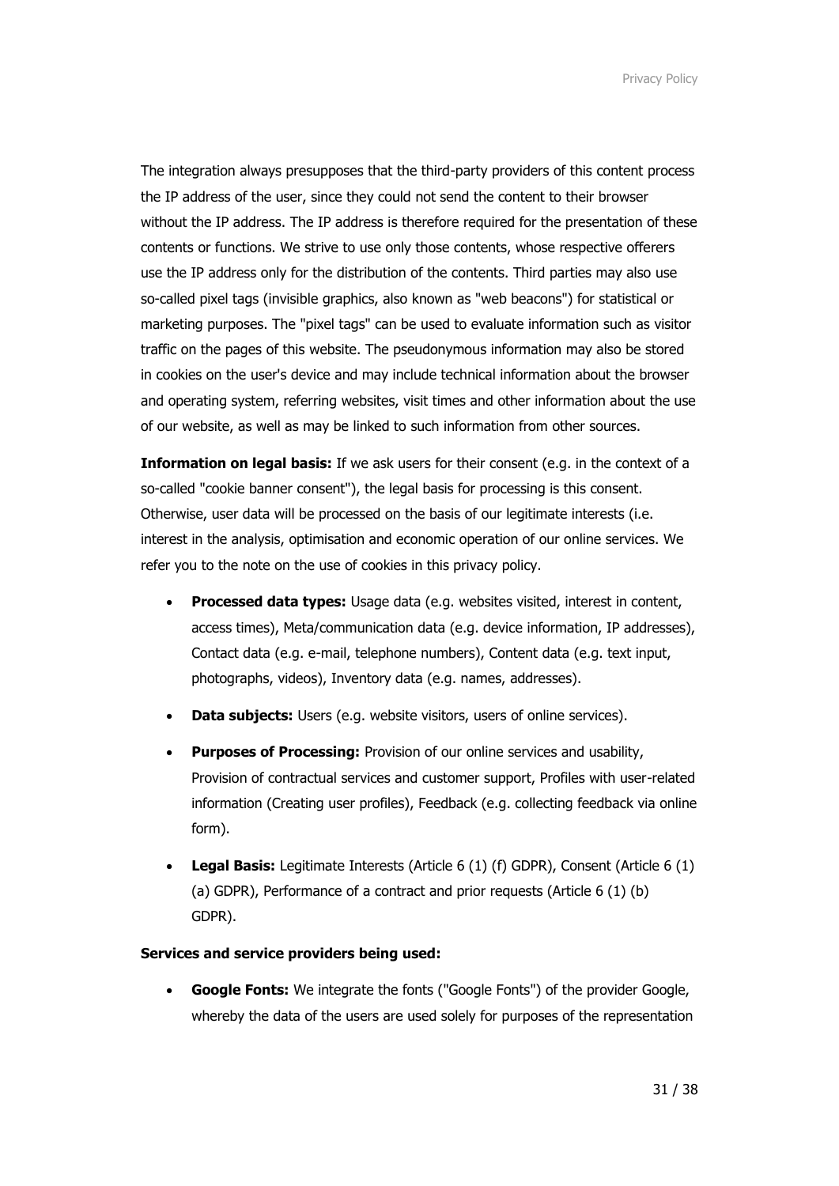The integration always presupposes that the third-party providers of this content process the IP address of the user, since they could not send the content to their browser without the IP address. The IP address is therefore required for the presentation of these contents or functions. We strive to use only those contents, whose respective offerers use the IP address only for the distribution of the contents. Third parties may also use so-called pixel tags (invisible graphics, also known as "web beacons") for statistical or marketing purposes. The "pixel tags" can be used to evaluate information such as visitor traffic on the pages of this website. The pseudonymous information may also be stored in cookies on the user's device and may include technical information about the browser and operating system, referring websites, visit times and other information about the use of our website, as well as may be linked to such information from other sources.

**Information on legal basis:** If we ask users for their consent (e.g. in the context of a so-called "cookie banner consent"), the legal basis for processing is this consent. Otherwise, user data will be processed on the basis of our legitimate interests (i.e. interest in the analysis, optimisation and economic operation of our online services. We refer you to the note on the use of cookies in this privacy policy.

- **Processed data types:** Usage data (e.g. websites visited, interest in content, access times), Meta/communication data (e.g. device information, IP addresses), Contact data (e.g. e-mail, telephone numbers), Content data (e.g. text input, photographs, videos), Inventory data (e.g. names, addresses).
- **Data subjects:** Users (e.g. website visitors, users of online services).
- **Purposes of Processing:** Provision of our online services and usability, Provision of contractual services and customer support, Profiles with user-related information (Creating user profiles), Feedback (e.g. collecting feedback via online form).
- **Legal Basis:** Legitimate Interests (Article 6 (1) (f) GDPR), Consent (Article 6 (1) (a) GDPR), Performance of a contract and prior requests (Article 6 (1) (b) GDPR).

**Services and service providers being used:**

- **Google Fonts:** We integrate the fonts ("Google Fonts") of the provider Google, whereby the data of the users are used solely for purposes of the representation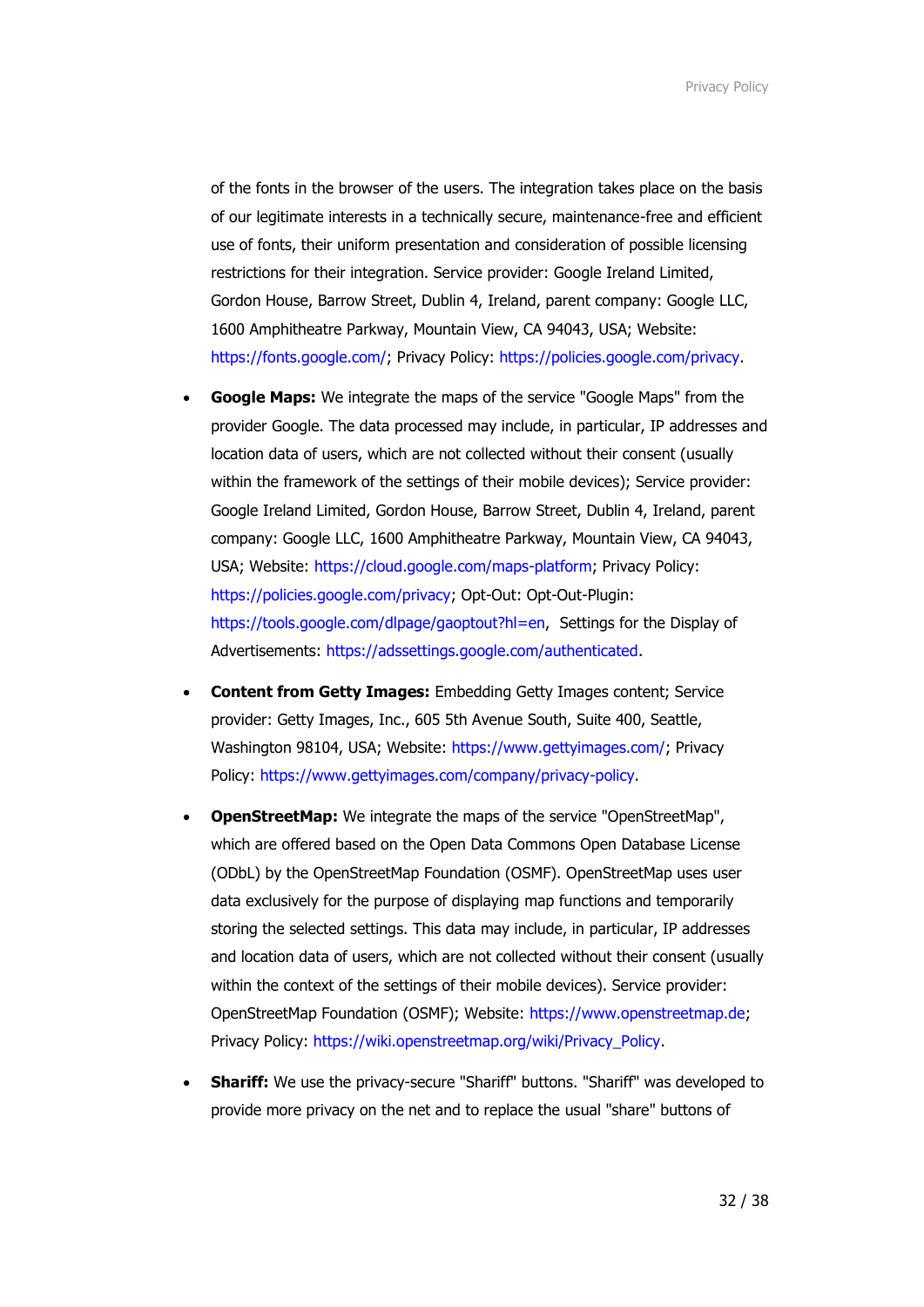of the fonts in the browser of the users. The integration takes place on the basis of our legitimate interests in a technically secure, maintenance-free and efficient use of fonts, their uniform presentation and consideration of possible licensing restrictions for their integration. Service provider: Google Ireland Limited, Gordon House, Barrow Street, Dublin 4, Ireland, parent company: Google LLC, 1600 Amphitheatre Parkway, Mountain View, CA 94043, USA; Website: https://fonts.google.com/; Privacy Policy: https://policies.google.com/privacy.

- **Google Maps:** We integrate the maps of the service "Google Maps" from the provider Google. The data processed may include, in particular, IP addresses and location data of users, which are not collected without their consent (usually within the framework of the settings of their mobile devices); Service provider: Google Ireland Limited, Gordon House, Barrow Street, Dublin 4, Ireland, parent company: Google LLC, 1600 Amphitheatre Parkway, Mountain View, CA 94043, USA; Website: https://cloud.google.com/maps-platform; Privacy Policy: https://policies.google.com/privacy; Opt-Out: Opt-Out-Plugin: https://tools.google.com/dlpage/gaoptout?hl=en, Settings for the Display of Advertisements: https://adssettings.google.com/authenticated.
- **Content from Getty Images:** Embedding Getty Images content; Service provider: Getty Images, Inc., 605 5th Avenue South, Suite 400, Seattle, Washington 98104, USA; Website: https://www.gettyimages.com/; Privacy Policy: https://www.gettyimages.com/company/privacy-policy.
- **OpenStreetMap:** We integrate the maps of the service "OpenStreetMap", which are offered based on the Open Data Commons Open Database License (ODbL) by the OpenStreetMap Foundation (OSMF). OpenStreetMap uses user data exclusively for the purpose of displaying map functions and temporarily storing the selected settings. This data may include, in particular, IP addresses and location data of users, which are not collected without their consent (usually within the context of the settings of their mobile devices). Service provider: OpenStreetMap Foundation (OSMF); Website: https://www.openstreetmap.de; Privacy Policy: https://wiki.openstreetmap.org/wiki/Privacy_Policy.
- **Shariff:** We use the privacy-secure "Shariff" buttons. "Shariff" was developed to provide more privacy on the net and to replace the usual "share" buttons of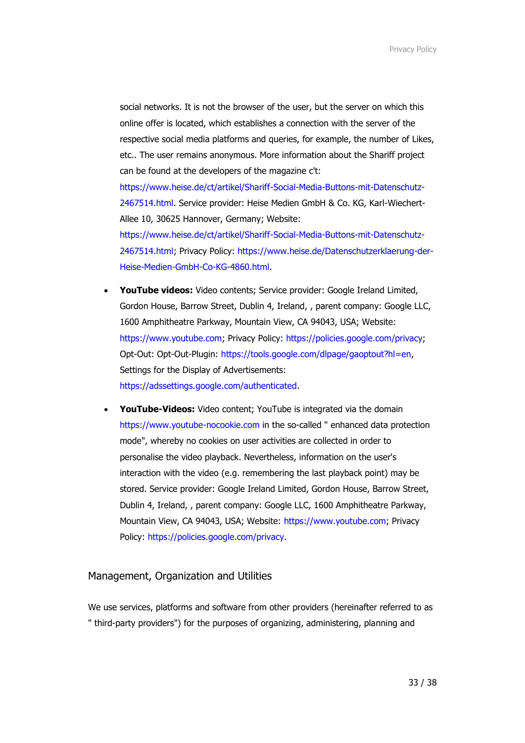social networks. It is not the browser of the user, but the server on which this online offer is located, which establishes a connection with the server of the respective social media platforms and queries, for example, the number of Likes, etc.. The user remains anonymous. More information about the Shariff project can be found at the developers of the magazine c't: https://www.heise.de/ct/artikel/Shariff-Social-Media-Buttons-mit-Datenschutz-2467514.html. Service provider: Heise Medien GmbH & Co. KG, Karl-Wiechert-Allee 10, 30625 Hannover, Germany; Website: https://www.heise.de/ct/artikel/Shariff-Social-Media-Buttons-mit-Datenschutz-2467514.html; Privacy Policy: https://www.heise.de/Datenschutzerklaerung-der-Heise-Medien-GmbH-Co-KG-4860.html.

- **YouTube videos:** Video contents; Service provider: Google Ireland Limited, Gordon House, Barrow Street, Dublin 4, Ireland, , parent company: Google LLC, 1600 Amphitheatre Parkway, Mountain View, CA 94043, USA; Website: https://www.youtube.com; Privacy Policy: https://policies.google.com/privacy; Opt-Out: Opt-Out-Plugin: https://tools.google.com/dlpage/gaoptout?hl=en, Settings for the Display of Advertisements: https://adssettings.google.com/authenticated.
- **YouTube-Videos:** Video content; YouTube is integrated via the domain https://www.youtube-nocookie.com in the so-called " enhanced data protection mode", whereby no cookies on user activities are collected in order to personalise the video playback. Nevertheless, information on the user's interaction with the video (e.g. remembering the last playback point) may be stored. Service provider: Google Ireland Limited, Gordon House, Barrow Street, Dublin 4, Ireland, , parent company: Google LLC, 1600 Amphitheatre Parkway, Mountain View, CA 94043, USA; Website: https://www.youtube.com; Privacy Policy: https://policies.google.com/privacy.

## Management, Organization and Utilities

We use services, platforms and software from other providers (hereinafter referred to as " third-party providers") for the purposes of organizing, administering, planning and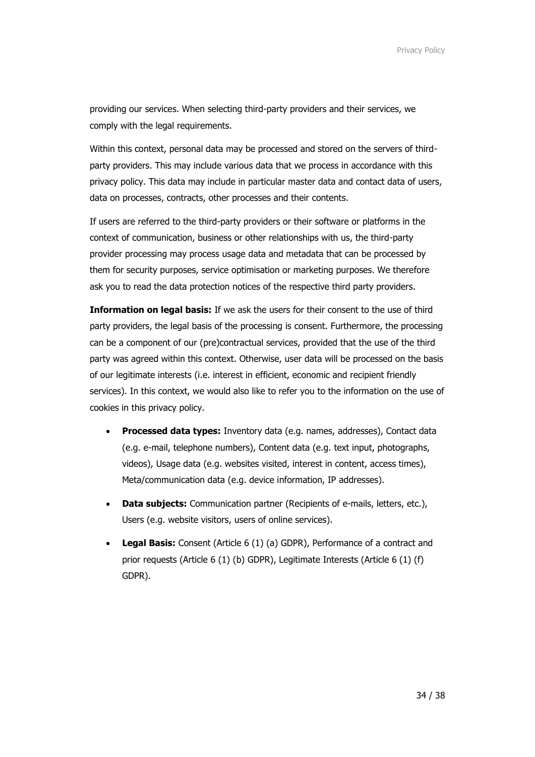providing our services. When selecting third-party providers and their services, we comply with the legal requirements.

Within this context, personal data may be processed and stored on the servers of third-party providers. This may include various data that we process in accordance with this privacy policy. This data may include in particular master data and contact data of users, data on processes, contracts, other processes and their contents.

If users are referred to the third-party providers or their software or platforms in the context of communication, business or other relationships with us, the third-party provider processing may process usage data and metadata that can be processed by them for security purposes, service optimisation or marketing purposes. We therefore ask you to read the data protection notices of the respective third party providers.

**Information on legal basis:** If we ask the users for their consent to the use of third party providers, the legal basis of the processing is consent. Furthermore, the processing can be a component of our (pre)contractual services, provided that the use of the third party was agreed within this context. Otherwise, user data will be processed on the basis of our legitimate interests (i.e. interest in efficient, economic and recipient friendly services). In this context, we would also like to refer you to the information on the use of cookies in this privacy policy.

- **Processed data types:** Inventory data (e.g. names, addresses), Contact data (e.g. e-mail, telephone numbers), Content data (e.g. text input, photographs, videos), Usage data (e.g. websites visited, interest in content, access times), Meta/communication data (e.g. device information, IP addresses).
- **Data subjects:** Communication partner (Recipients of e-mails, letters, etc.), Users (e.g. website visitors, users of online services).
- **Legal Basis:** Consent (Article 6 (1) (a) GDPR), Performance of a contract and prior requests (Article 6 (1) (b) GDPR), Legitimate Interests (Article 6 (1) (f) GDPR).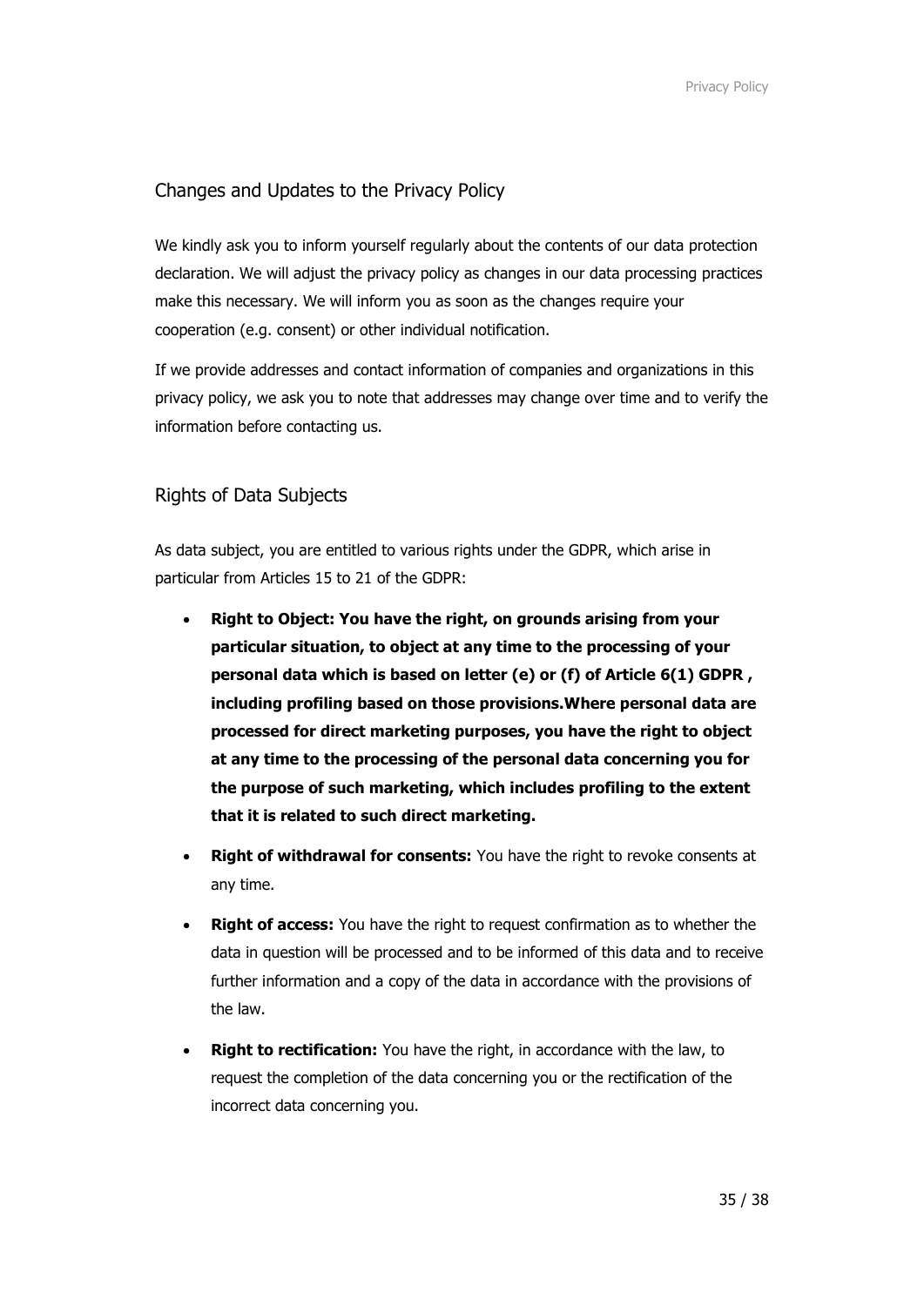## Changes and Updates to the Privacy Policy

We kindly ask you to inform yourself regularly about the contents of our data protection declaration. We will adjust the privacy policy as changes in our data processing practices make this necessary. We will inform you as soon as the changes require your cooperation (e.g. consent) or other individual notification.

If we provide addresses and contact information of companies and organizations in this privacy policy, we ask you to note that addresses may change over time and to verify the information before contacting us.

## Rights of Data Subjects

As data subject, you are entitled to various rights under the GDPR, which arise in particular from Articles 15 to 21 of the GDPR:

- **Right to Object: You have the right, on grounds arising from your particular situation, to object at any time to the processing of your personal data which is based on letter (e) or (f) of Article 6(1) GDPR , including profiling based on those provisions.Where personal data are processed for direct marketing purposes, you have the right to object at any time to the processing of the personal data concerning you for the purpose of such marketing, which includes profiling to the extent that it is related to such direct marketing.**
- **Right of withdrawal for consents:** You have the right to revoke consents at any time.
- **Right of access:** You have the right to request confirmation as to whether the data in question will be processed and to be informed of this data and to receive further information and a copy of the data in accordance with the provisions of the law.
- **Right to rectification:** You have the right, in accordance with the law, to request the completion of the data concerning you or the rectification of the incorrect data concerning you.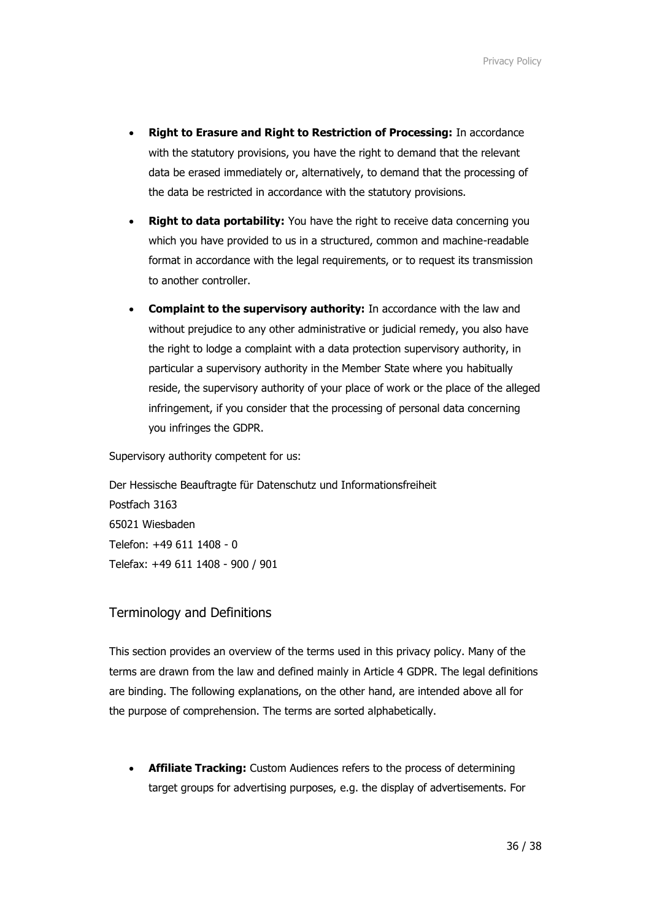- **Right to Erasure and Right to Restriction of Processing:** In accordance with the statutory provisions, you have the right to demand that the relevant data be erased immediately or, alternatively, to demand that the processing of the data be restricted in accordance with the statutory provisions.
- **Right to data portability:** You have the right to receive data concerning you which you have provided to us in a structured, common and machine-readable format in accordance with the legal requirements, or to request its transmission to another controller.
- **Complaint to the supervisory authority:** In accordance with the law and without prejudice to any other administrative or judicial remedy, you also have the right to lodge a complaint with a data protection supervisory authority, in particular a supervisory authority in the Member State where you habitually reside, the supervisory authority of your place of work or the place of the alleged infringement, if you consider that the processing of personal data concerning you infringes the GDPR.

Supervisory authority competent for us:

Der Hessische Beauftragte für Datenschutz und Informationsfreiheit
Postfach 3163
65021 Wiesbaden
Telefon: +49 611 1408 - 0
Telefax: +49 611 1408 - 900 / 901

## Terminology and Definitions

This section provides an overview of the terms used in this privacy policy. Many of the terms are drawn from the law and defined mainly in Article 4 GDPR. The legal definitions are binding. The following explanations, on the other hand, are intended above all for the purpose of comprehension. The terms are sorted alphabetically.

- **Affiliate Tracking:** Custom Audiences refers to the process of determining target groups for advertising purposes, e.g. the display of advertisements. For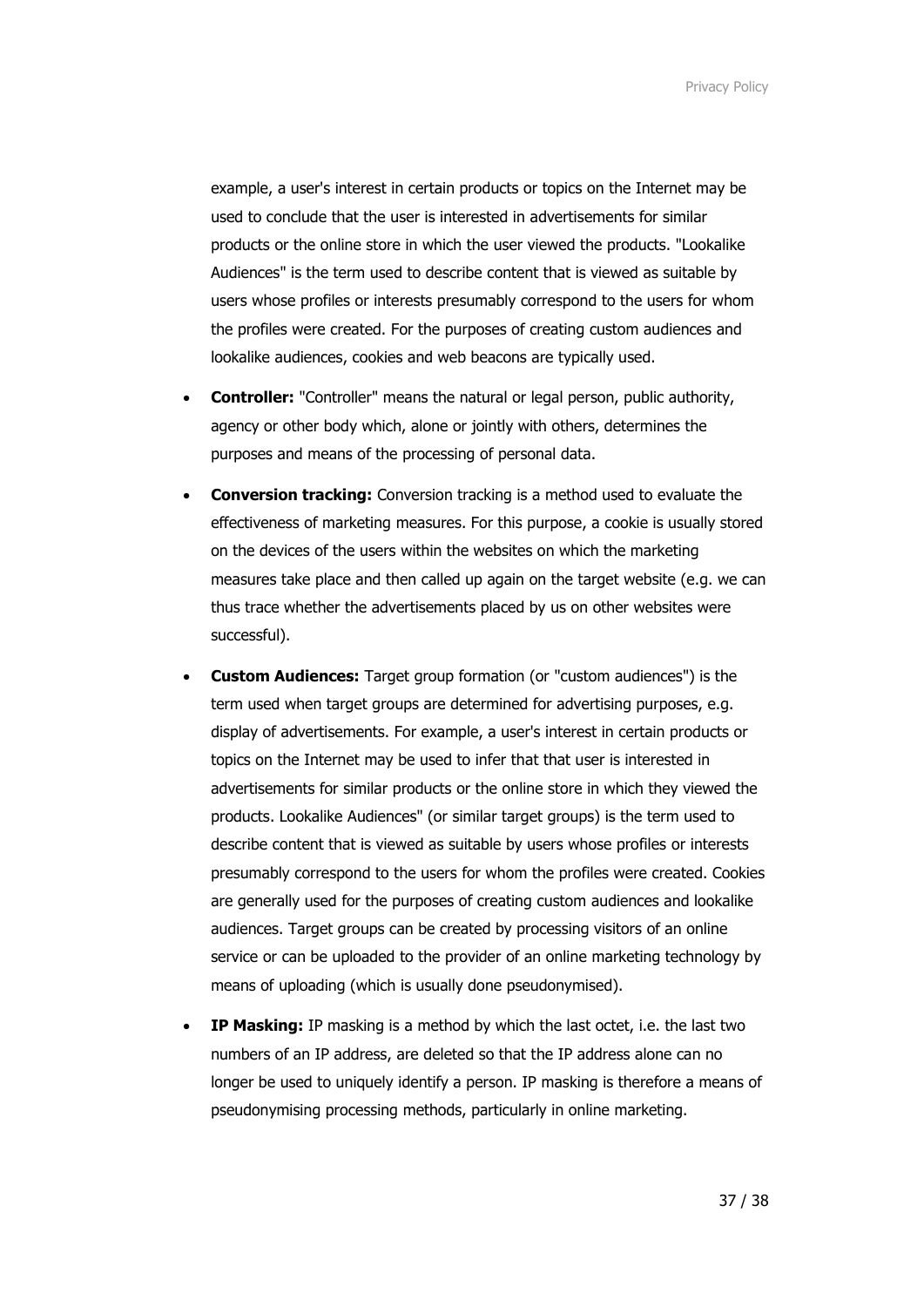example, a user's interest in certain products or topics on the Internet may be used to conclude that the user is interested in advertisements for similar products or the online store in which the user viewed the products. "Lookalike Audiences" is the term used to describe content that is viewed as suitable by users whose profiles or interests presumably correspond to the users for whom the profiles were created. For the purposes of creating custom audiences and lookalike audiences, cookies and web beacons are typically used.

- **Controller:** "Controller" means the natural or legal person, public authority, agency or other body which, alone or jointly with others, determines the purposes and means of the processing of personal data.
- **Conversion tracking:** Conversion tracking is a method used to evaluate the effectiveness of marketing measures. For this purpose, a cookie is usually stored on the devices of the users within the websites on which the marketing measures take place and then called up again on the target website (e.g. we can thus trace whether the advertisements placed by us on other websites were successful).
- **Custom Audiences:** Target group formation (or "custom audiences") is the term used when target groups are determined for advertising purposes, e.g. display of advertisements. For example, a user's interest in certain products or topics on the Internet may be used to infer that that user is interested in advertisements for similar products or the online store in which they viewed the products. Lookalike Audiences" (or similar target groups) is the term used to describe content that is viewed as suitable by users whose profiles or interests presumably correspond to the users for whom the profiles were created. Cookies are generally used for the purposes of creating custom audiences and lookalike audiences. Target groups can be created by processing visitors of an online service or can be uploaded to the provider of an online marketing technology by means of uploading (which is usually done pseudonymised).
- **IP Masking:** IP masking is a method by which the last octet, i.e. the last two numbers of an IP address, are deleted so that the IP address alone can no longer be used to uniquely identify a person. IP masking is therefore a means of pseudonymising processing methods, particularly in online marketing.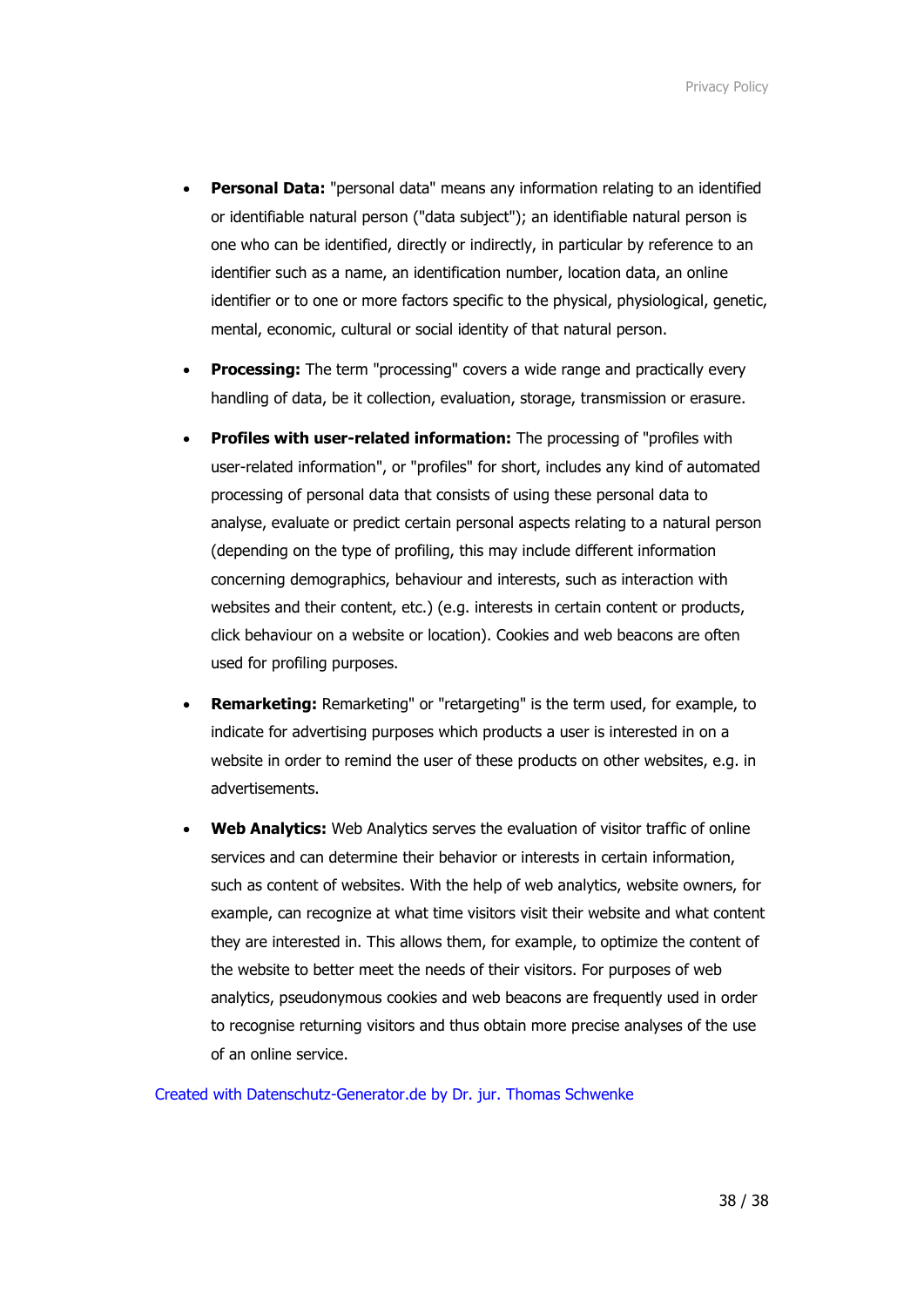- **Personal Data:** "personal data" means any information relating to an identified or identifiable natural person ("data subject"); an identifiable natural person is one who can be identified, directly or indirectly, in particular by reference to an identifier such as a name, an identification number, location data, an online identifier or to one or more factors specific to the physical, physiological, genetic, mental, economic, cultural or social identity of that natural person.
- **Processing:** The term "processing" covers a wide range and practically every handling of data, be it collection, evaluation, storage, transmission or erasure.
- **Profiles with user-related information:** The processing of "profiles with user-related information", or "profiles" for short, includes any kind of automated processing of personal data that consists of using these personal data to analyse, evaluate or predict certain personal aspects relating to a natural person (depending on the type of profiling, this may include different information concerning demographics, behaviour and interests, such as interaction with websites and their content, etc.) (e.g. interests in certain content or products, click behaviour on a website or location). Cookies and web beacons are often used for profiling purposes.
- **Remarketing:** Remarketing" or "retargeting" is the term used, for example, to indicate for advertising purposes which products a user is interested in on a website in order to remind the user of these products on other websites, e.g. in advertisements.
- **Web Analytics:** Web Analytics serves the evaluation of visitor traffic of online services and can determine their behavior or interests in certain information, such as content of websites. With the help of web analytics, website owners, for example, can recognize at what time visitors visit their website and what content they are interested in. This allows them, for example, to optimize the content of the website to better meet the needs of their visitors. For purposes of web analytics, pseudonymous cookies and web beacons are frequently used in order to recognise returning visitors and thus obtain more precise analyses of the use of an online service.

Created with Datenschutz-Generator.de by Dr. jur. Thomas Schwenke